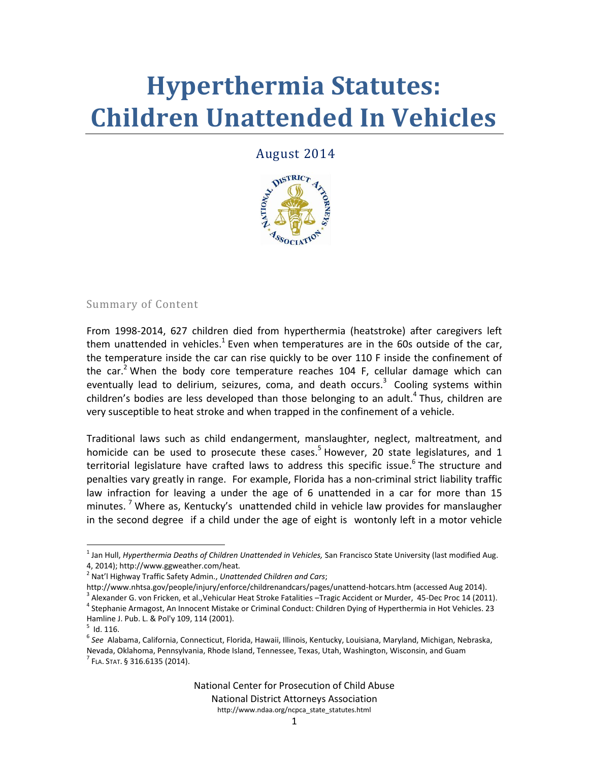# Hyperthermia Statutes: Children Unattended In Vehicles

August 2014

## Summary of Content

From 1998-2014, 627 children died from hyperthermia (heatstroke) after caregivers left them unattended in vehicles.[1] Even when temperatures are in the 60s outside of the car, the temperature inside the car can rise quickly to be over 110 F inside the confinement of the car.[2] When the body core temperature reaches 104 F, cellular damage which can eventually lead to delirium, seizures, coma, and death occurs.[3] Cooling systems within children's bodies are less developed than those belonging to an adult.[4] Thus, children are very susceptible to heat stroke and when trapped in the confinement of a vehicle.

Traditional laws such as child endangerment, manslaughter, neglect, maltreatment, and homicide can be used to prosecute these cases.[5] However, 20 state legislatures, and 1 territorial legislature have crafted laws to address this specific issue.[6] The structure and penalties vary greatly in range. For example, Florida has a non-criminal strict liability traffic law infraction for leaving a under the age of 6 unattended in a car for more than 15 minutes.[7] Where as, Kentucky's unattended child in vehicle law provides for manslaugher in the second degree if a child under the age of eight is wontonly left in a motor vehicle

---

[1] Jan Hull, *Hyperthermia Deaths of Children Unattended in Vehicles,* San Francisco State University (last modified Aug. 4, 2014); http://www.ggweather.com/heat.

[2] Nat'l Highway Traffic Safety Admin., *Unattended Children and Cars*; http://www.nhtsa.gov/people/injury/enforce/childrenandcars/pages/unattend-hotcars.htm (accessed Aug 2014).

[3] Alexander G. von Fricken, et al.,Vehicular Heat Stroke Fatalities –Tragic Accident or Murder, 45-Dec Proc 14 (2011).

[4] Stephanie Armagost, An Innocent Mistake or Criminal Conduct: Children Dying of Hyperthermia in Hot Vehicles. 23 Hamline J. Pub. L. & Pol'y 109, 114 (2001).

[5] Id. 116.

[6] *See* Alabama, California, Connecticut, Florida, Hawaii, Illinois, Kentucky, Louisiana, Maryland, Michigan, Nebraska, Nevada, Oklahoma, Pennsylvania, Rhode Island, Tennessee, Texas, Utah, Washington, Wisconsin, and Guam

[7] FLA. STAT. § 316.6135 (2014).

National Center for Prosecution of Child Abuse
National District Attorneys Association
http://www.ndaa.org/ncpca_state_statutes.html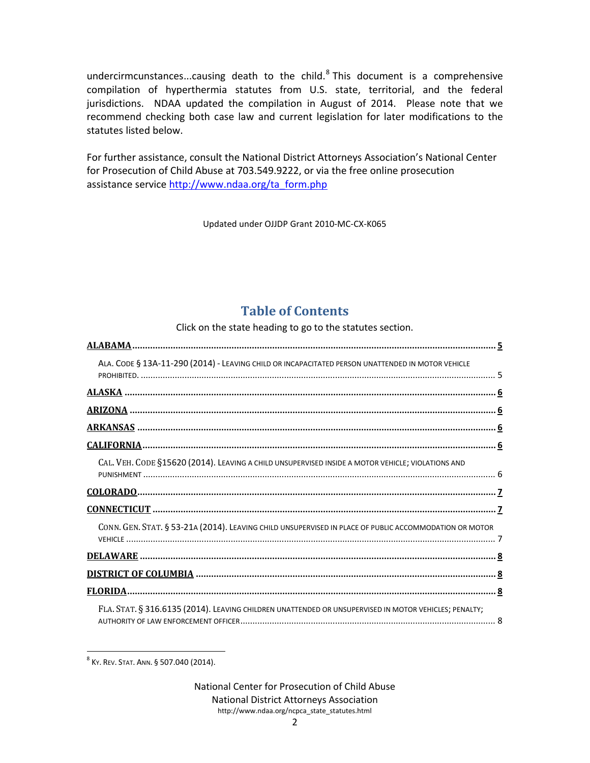undercirmcunstances...causing death to the child.[8] This document is a comprehensive compilation of hyperthermia statutes from U.S. state, territorial, and the federal jurisdictions. NDAA updated the compilation in August of 2014. Please note that we recommend checking both case law and current legislation for later modifications to the statutes listed below.

For further assistance, consult the National District Attorneys Association's National Center for Prosecution of Child Abuse at 703.549.9222, or via the free online prosecution assistance service http://www.ndaa.org/ta_form.php

Updated under OJJDP Grant 2010-MC-CX-K065

## Table of Contents

Click on the state heading to go to the statutes section.

**ALABAMA** .......... 5

- ALA. CODE § 13A-11-290 (2014) - LEAVING CHILD OR INCAPACITATED PERSON UNATTENDED IN MOTOR VEHICLE PROHIBITED. .......... 5

**ALASKA** .......... 6

**ARIZONA** .......... 6

**ARKANSAS** .......... 6

**CALIFORNIA** .......... 6

- CAL. VEH. CODE §15620 (2014). LEAVING A CHILD UNSUPERVISED INSIDE A MOTOR VEHICLE; VIOLATIONS AND PUNISHMENT .......... 6

**COLORADO** .......... 7

**CONNECTICUT** .......... 7

- CONN. GEN. STAT. § 53-21A (2014). LEAVING CHILD UNSUPERVISED IN PLACE OF PUBLIC ACCOMMODATION OR MOTOR VEHICLE .......... 7

**DELAWARE** .......... 8

**DISTRICT OF COLUMBIA** .......... 8

**FLORIDA** .......... 8

- FLA. STAT. § 316.6135 (2014). LEAVING CHILDREN UNATTENDED OR UNSUPERVISED IN MOTOR VEHICLES; PENALTY; AUTHORITY OF LAW ENFORCEMENT OFFICER .......... 8

---

[8] KY. REV. STAT. ANN. § 507.040 (2014).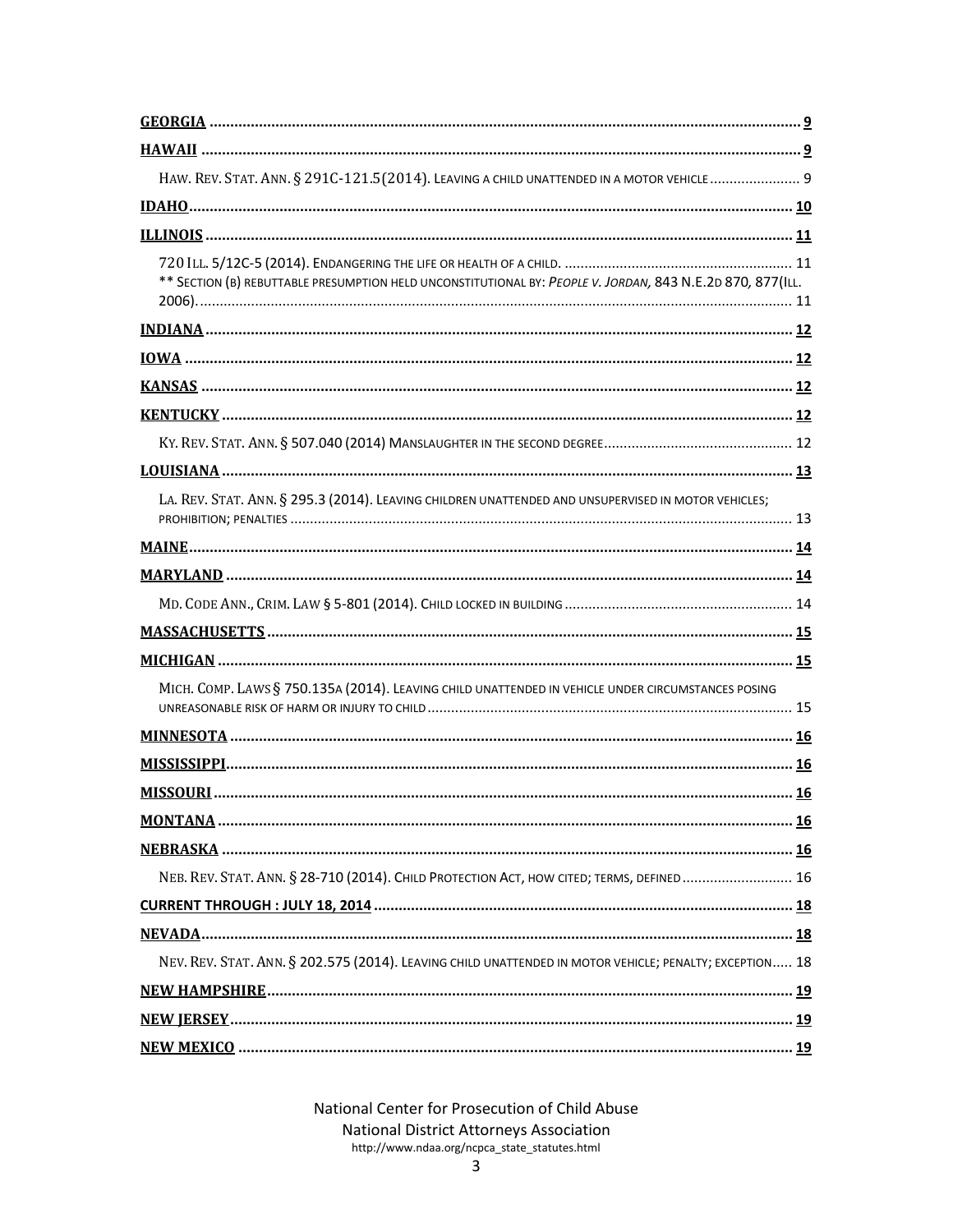**GEORGIA** ........ 9

**HAWAII** ........ 9

HAW. REV. STAT. ANN. § 291C-121.5(2014). LEAVING A CHILD UNATTENDED IN A MOTOR VEHICLE ........ 9

**IDAHO** ........ 10

**ILLINOIS** ........ 11

720 ILL. 5/12C-5 (2014). ENDANGERING THE LIFE OR HEALTH OF A CHILD. ........ 11

** SECTION (B) REBUTTABLE PRESUMPTION HELD UNCONSTITUTIONAL BY: *PEOPLE V. JORDAN,* 843 N.E.2D 870, 877(ILL. 2006). ........ 11

**INDIANA** ........ 12

**IOWA** ........ 12

**KANSAS** ........ 12

**KENTUCKY** ........ 12

KY. REV. STAT. ANN. § 507.040 (2014) MANSLAUGHTER IN THE SECOND DEGREE ........ 12

**LOUISIANA** ........ 13

LA. REV. STAT. ANN. § 295.3 (2014). LEAVING CHILDREN UNATTENDED AND UNSUPERVISED IN MOTOR VEHICLES; PROHIBITION; PENALTIES ........ 13

**MAINE** ........ 14

**MARYLAND** ........ 14

MD. CODE ANN., CRIM. LAW § 5-801 (2014). CHILD LOCKED IN BUILDING ........ 14

**MASSACHUSETTS** ........ 15

**MICHIGAN** ........ 15

MICH. COMP. LAWS § 750.135A (2014). LEAVING CHILD UNATTENDED IN VEHICLE UNDER CIRCUMSTANCES POSING UNREASONABLE RISK OF HARM OR INJURY TO CHILD ........ 15

**MINNESOTA** ........ 16

**MISSISSIPPI** ........ 16

**MISSOURI** ........ 16

**MONTANA** ........ 16

**NEBRASKA** ........ 16

NEB. REV. STAT. ANN. § 28-710 (2014). CHILD PROTECTION ACT, HOW CITED; TERMS, DEFINED ........ 16

**CURRENT THROUGH : JULY 18, 2014** ........ 18

**NEVADA** ........ 18

NEV. REV. STAT. ANN. § 202.575 (2014). LEAVING CHILD UNATTENDED IN MOTOR VEHICLE; PENALTY; EXCEPTION ........ 18

**NEW HAMPSHIRE** ........ 19

**NEW JERSEY** ........ 19

**NEW MEXICO** ........ 19

National Center for Prosecution of Child Abuse
National District Attorneys Association
http://www.ndaa.org/ncpca_state_statutes.html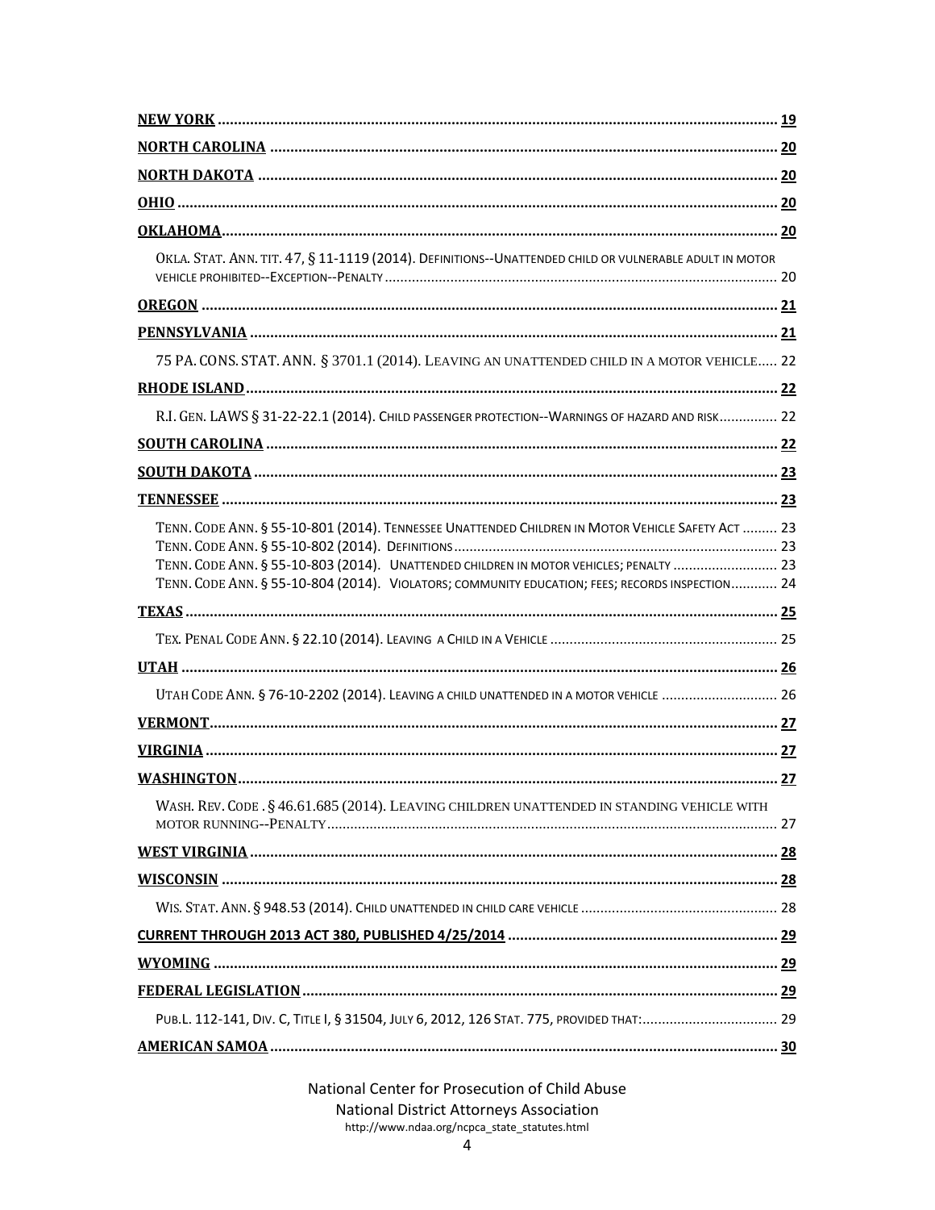**NEW YORK** .......... **19**

**NORTH CAROLINA** .......... **20**

**NORTH DAKOTA** .......... **20**

**OHIO** .......... **20**

**OKLAHOMA** .......... **20**

OKLA. STAT. ANN. TIT. 47, § 11-1119 (2014). DEFINITIONS--UNATTENDED CHILD OR VULNERABLE ADULT IN MOTOR VEHICLE PROHIBITED--EXCEPTION--PENALTY .......... 20

**OREGON** .......... **21**

**PENNSYLVANIA** .......... **21**

75 PA. CONS. STAT. ANN. § 3701.1 (2014). LEAVING AN UNATTENDED CHILD IN A MOTOR VEHICLE .......... 22

**RHODE ISLAND** .......... **22**

R.I. GEN. LAWS § 31-22-22.1 (2014). CHILD PASSENGER PROTECTION--WARNINGS OF HAZARD AND RISK .......... 22

**SOUTH CAROLINA** .......... **22**

**SOUTH DAKOTA** .......... **23**

**TENNESSEE** .......... **23**

TENN. CODE ANN. § 55-10-801 (2014). TENNESSEE UNATTENDED CHILDREN IN MOTOR VEHICLE SAFETY ACT .......... 23
TENN. CODE ANN. § 55-10-802 (2014). DEFINITIONS .......... 23
TENN. CODE ANN. § 55-10-803 (2014). UNATTENDED CHILDREN IN MOTOR VEHICLES; PENALTY .......... 23
TENN. CODE ANN. § 55-10-804 (2014). VIOLATORS; COMMUNITY EDUCATION; FEES; RECORDS INSPECTION .......... 24

**TEXAS** .......... **25**

TEX. PENAL CODE ANN. § 22.10 (2014). LEAVING A CHILD IN A VEHICLE .......... 25

**UTAH** .......... **26**

UTAH CODE ANN. § 76-10-2202 (2014). LEAVING A CHILD UNATTENDED IN A MOTOR VEHICLE .......... 26

**VERMONT** .......... **27**

**VIRGINIA** .......... **27**

**WASHINGTON** .......... **27**

WASH. REV. CODE . § 46.61.685 (2014). LEAVING CHILDREN UNATTENDED IN STANDING VEHICLE WITH MOTOR RUNNING--PENALTY .......... 27

**WEST VIRGINIA** .......... **28**

**WISCONSIN** .......... **28**

WIS. STAT. ANN. § 948.53 (2014). CHILD UNATTENDED IN CHILD CARE VEHICLE .......... 28

**CURRENT THROUGH 2013 ACT 380, PUBLISHED 4/25/2014** .......... **29**

**WYOMING** .......... **29**

**FEDERAL LEGISLATION** .......... **29**

PUB.L. 112-141, DIV. C, TITLE I, § 31504, JULY 6, 2012, 126 STAT. 775, PROVIDED THAT: .......... 29

**AMERICAN SAMOA** .......... **30**

National Center for Prosecution of Child Abuse
National District Attorneys Association
http://www.ndaa.org/ncpca_state_statutes.html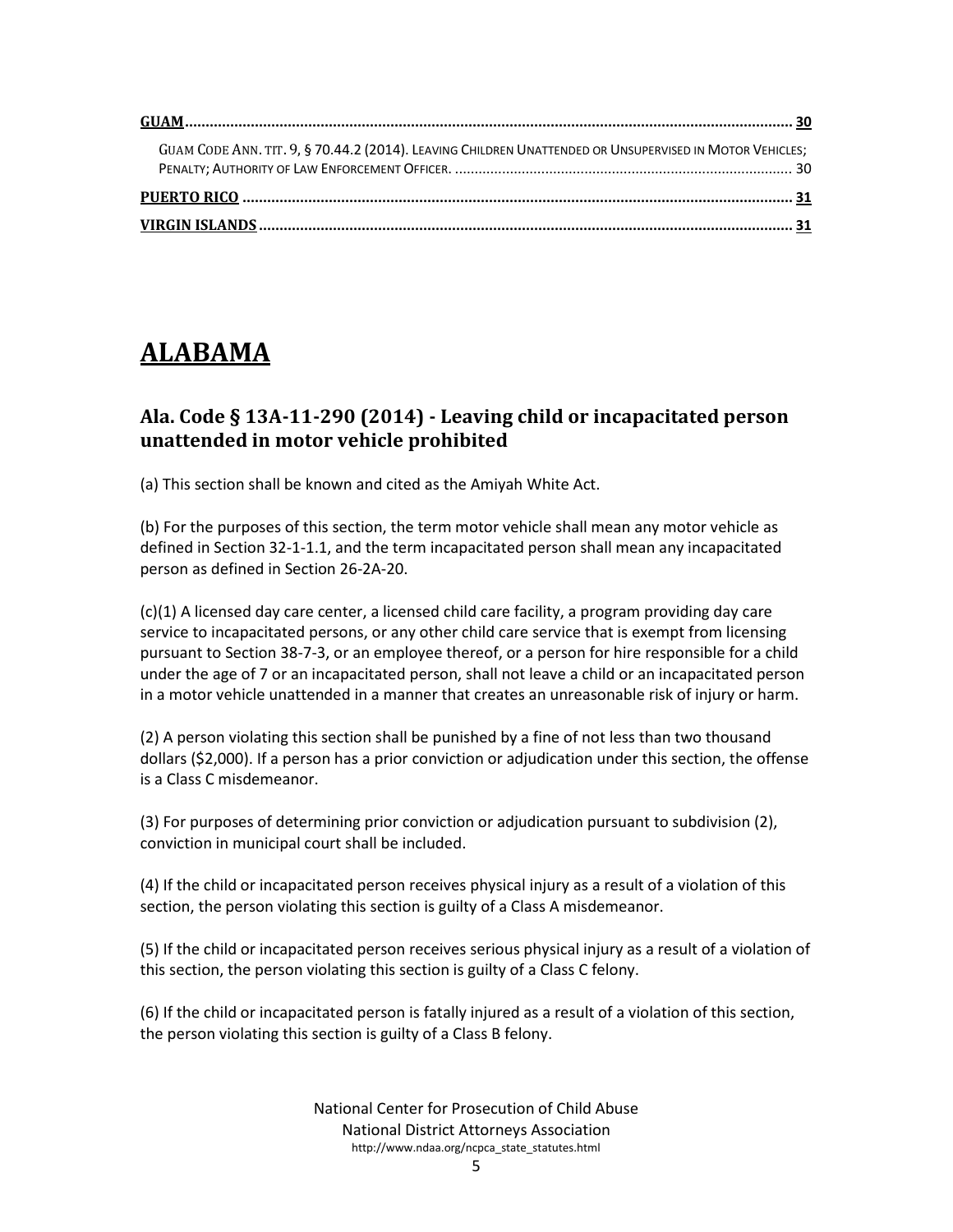**GUAM** ........................................................................................................................................... **30**

GUAM CODE ANN. TIT. 9, § 70.44.2 (2014). LEAVING CHILDREN UNATTENDED OR UNSUPERVISED IN MOTOR VEHICLES; PENALTY; AUTHORITY OF LAW ENFORCEMENT OFFICER. ...................................................................................... 30

**PUERTO RICO** ................................................................................................................................ **31**

**VIRGIN ISLANDS** ............................................................................................................................ **31**

# ALABAMA

## Ala. Code § 13A-11-290 (2014) - Leaving child or incapacitated person unattended in motor vehicle prohibited

(a) This section shall be known and cited as the Amiyah White Act.

(b) For the purposes of this section, the term motor vehicle shall mean any motor vehicle as defined in Section 32-1-1.1, and the term incapacitated person shall mean any incapacitated person as defined in Section 26-2A-20.

(c)(1) A licensed day care center, a licensed child care facility, a program providing day care service to incapacitated persons, or any other child care service that is exempt from licensing pursuant to Section 38-7-3, or an employee thereof, or a person for hire responsible for a child under the age of 7 or an incapacitated person, shall not leave a child or an incapacitated person in a motor vehicle unattended in a manner that creates an unreasonable risk of injury or harm.

(2) A person violating this section shall be punished by a fine of not less than two thousand dollars ($2,000). If a person has a prior conviction or adjudication under this section, the offense is a Class C misdemeanor.

(3) For purposes of determining prior conviction or adjudication pursuant to subdivision (2), conviction in municipal court shall be included.

(4) If the child or incapacitated person receives physical injury as a result of a violation of this section, the person violating this section is guilty of a Class A misdemeanor.

(5) If the child or incapacitated person receives serious physical injury as a result of a violation of this section, the person violating this section is guilty of a Class C felony.

(6) If the child or incapacitated person is fatally injured as a result of a violation of this section, the person violating this section is guilty of a Class B felony.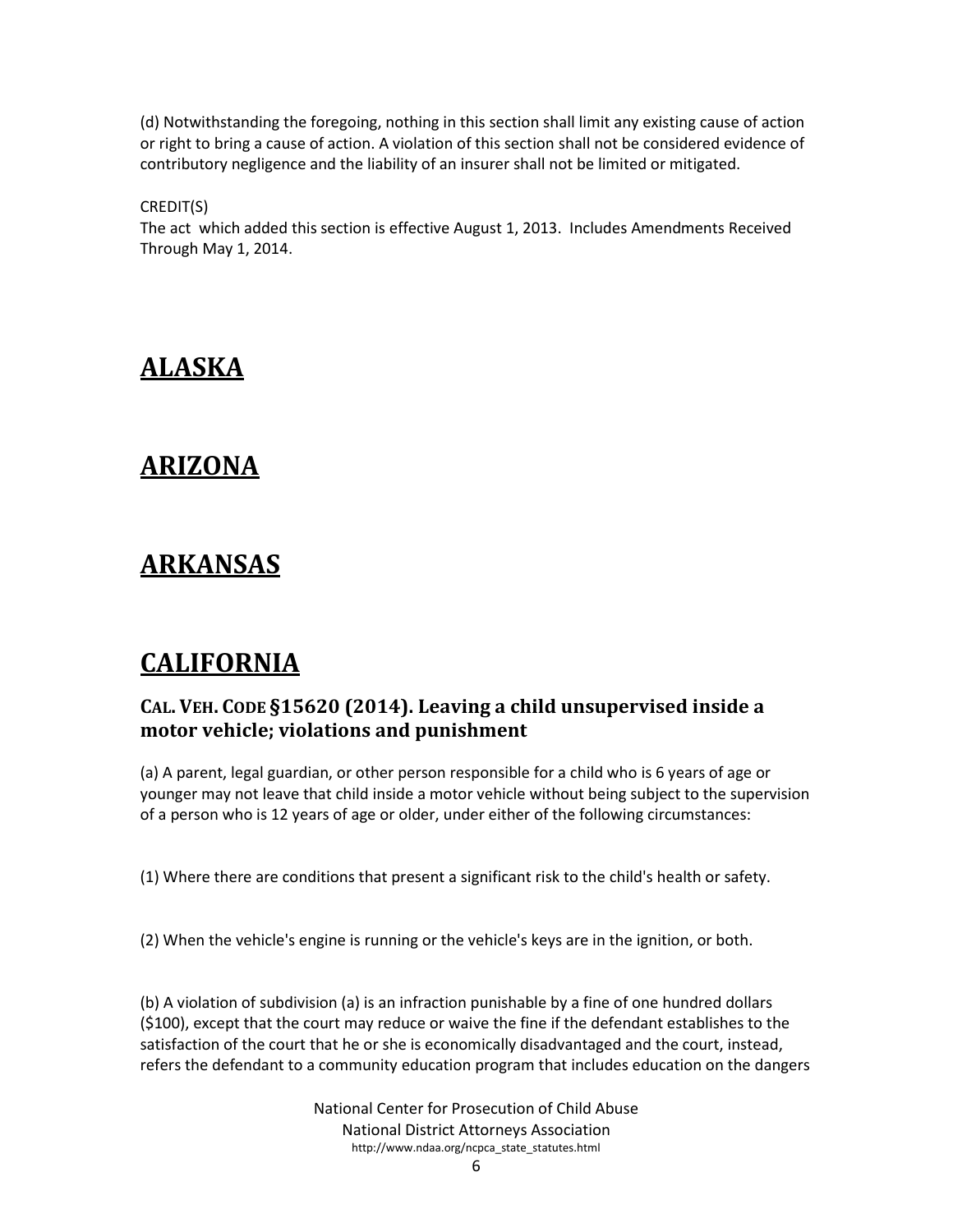(d) Notwithstanding the foregoing, nothing in this section shall limit any existing cause of action or right to bring a cause of action. A violation of this section shall not be considered evidence of contributory negligence and the liability of an insurer shall not be limited or mitigated.

CREDIT(S)
The act which added this section is effective August 1, 2013. Includes Amendments Received Through May 1, 2014.

# ALASKA

# ARIZONA

# ARKANSAS

# CALIFORNIA

### CAL. VEH. CODE §15620 (2014). Leaving a child unsupervised inside a motor vehicle; violations and punishment

(a) A parent, legal guardian, or other person responsible for a child who is 6 years of age or younger may not leave that child inside a motor vehicle without being subject to the supervision of a person who is 12 years of age or older, under either of the following circumstances:

(1) Where there are conditions that present a significant risk to the child's health or safety.

(2) When the vehicle's engine is running or the vehicle's keys are in the ignition, or both.

(b) A violation of subdivision (a) is an infraction punishable by a fine of one hundred dollars ($100), except that the court may reduce or waive the fine if the defendant establishes to the satisfaction of the court that he or she is economically disadvantaged and the court, instead, refers the defendant to a community education program that includes education on the dangers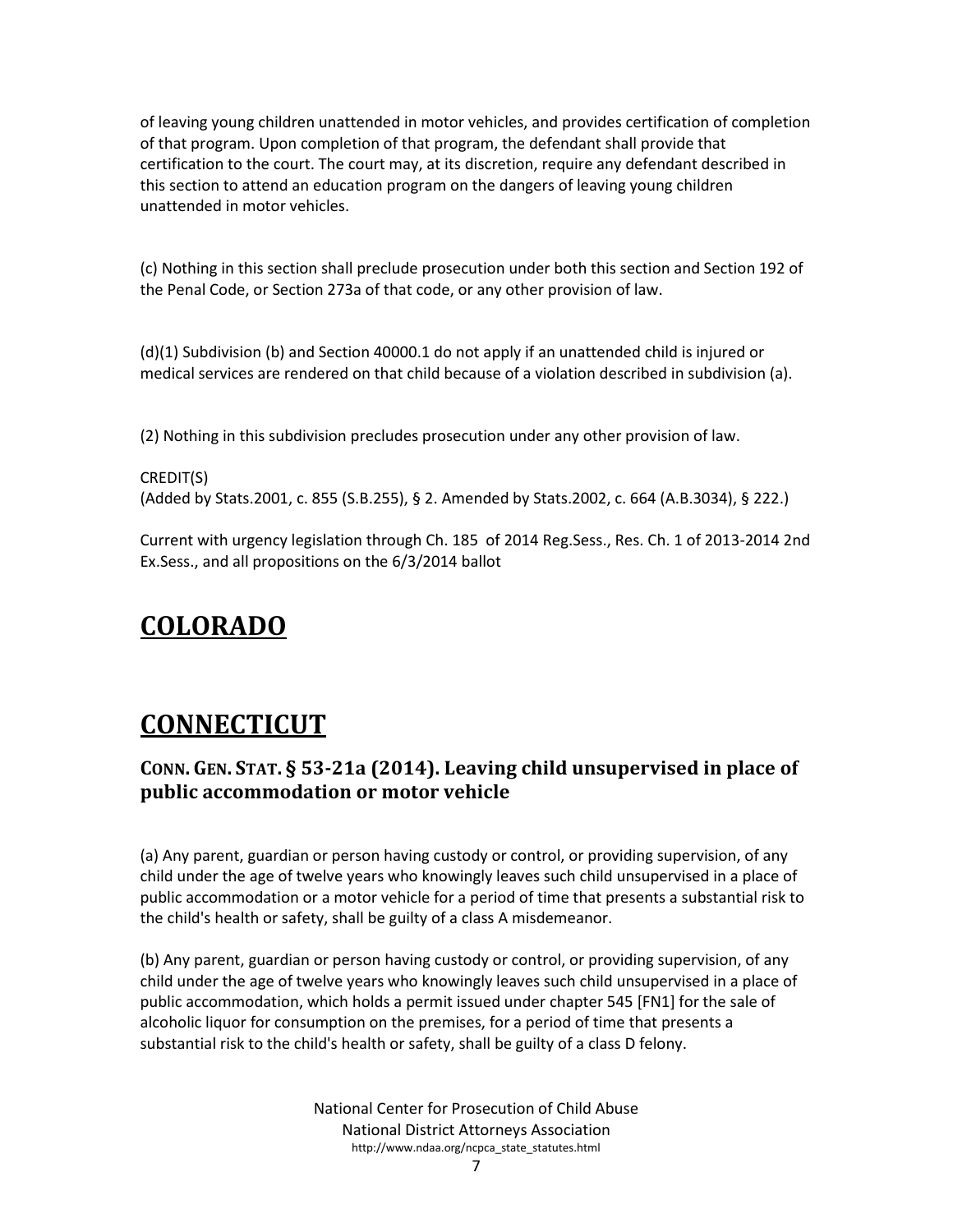of leaving young children unattended in motor vehicles, and provides certification of completion of that program. Upon completion of that program, the defendant shall provide that certification to the court. The court may, at its discretion, require any defendant described in this section to attend an education program on the dangers of leaving young children unattended in motor vehicles.

(c) Nothing in this section shall preclude prosecution under both this section and Section 192 of the Penal Code, or Section 273a of that code, or any other provision of law.

(d)(1) Subdivision (b) and Section 40000.1 do not apply if an unattended child is injured or medical services are rendered on that child because of a violation described in subdivision (a).

(2) Nothing in this subdivision precludes prosecution under any other provision of law.

CREDIT(S)
(Added by Stats.2001, c. 855 (S.B.255), § 2. Amended by Stats.2002, c. 664 (A.B.3034), § 222.)

Current with urgency legislation through Ch. 185 of 2014 Reg.Sess., Res. Ch. 1 of 2013-2014 2nd Ex.Sess., and all propositions on the 6/3/2014 ballot

# COLORADO

# CONNECTICUT

### CONN. GEN. STAT. § 53-21a (2014). Leaving child unsupervised in place of public accommodation or motor vehicle

(a) Any parent, guardian or person having custody or control, or providing supervision, of any child under the age of twelve years who knowingly leaves such child unsupervised in a place of public accommodation or a motor vehicle for a period of time that presents a substantial risk to the child's health or safety, shall be guilty of a class A misdemeanor.

(b) Any parent, guardian or person having custody or control, or providing supervision, of any child under the age of twelve years who knowingly leaves such child unsupervised in a place of public accommodation, which holds a permit issued under chapter 545 [FN1] for the sale of alcoholic liquor for consumption on the premises, for a period of time that presents a substantial risk to the child's health or safety, shall be guilty of a class D felony.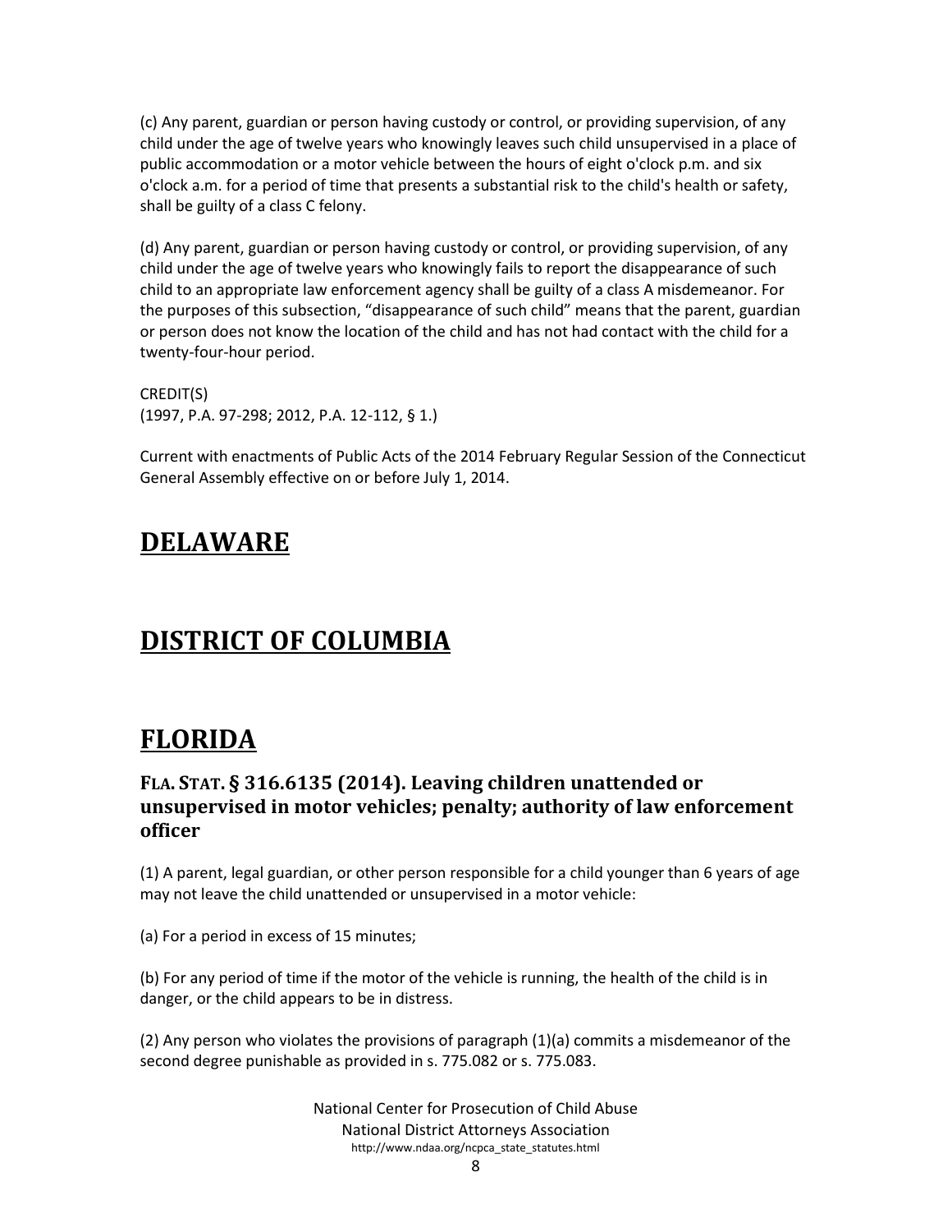(c) Any parent, guardian or person having custody or control, or providing supervision, of any child under the age of twelve years who knowingly leaves such child unsupervised in a place of public accommodation or a motor vehicle between the hours of eight o'clock p.m. and six o'clock a.m. for a period of time that presents a substantial risk to the child's health or safety, shall be guilty of a class C felony.

(d) Any parent, guardian or person having custody or control, or providing supervision, of any child under the age of twelve years who knowingly fails to report the disappearance of such child to an appropriate law enforcement agency shall be guilty of a class A misdemeanor. For the purposes of this subsection, "disappearance of such child" means that the parent, guardian or person does not know the location of the child and has not had contact with the child for a twenty-four-hour period.

CREDIT(S)
(1997, P.A. 97-298; 2012, P.A. 12-112, § 1.)

Current with enactments of Public Acts of the 2014 February Regular Session of the Connecticut General Assembly effective on or before July 1, 2014.

## DELAWARE

## DISTRICT OF COLUMBIA

## FLORIDA

### FLA. STAT. § 316.6135 (2014). Leaving children unattended or unsupervised in motor vehicles; penalty; authority of law enforcement officer

(1) A parent, legal guardian, or other person responsible for a child younger than 6 years of age may not leave the child unattended or unsupervised in a motor vehicle:

(a) For a period in excess of 15 minutes;

(b) For any period of time if the motor of the vehicle is running, the health of the child is in danger, or the child appears to be in distress.

(2) Any person who violates the provisions of paragraph (1)(a) commits a misdemeanor of the second degree punishable as provided in s. 775.082 or s. 775.083.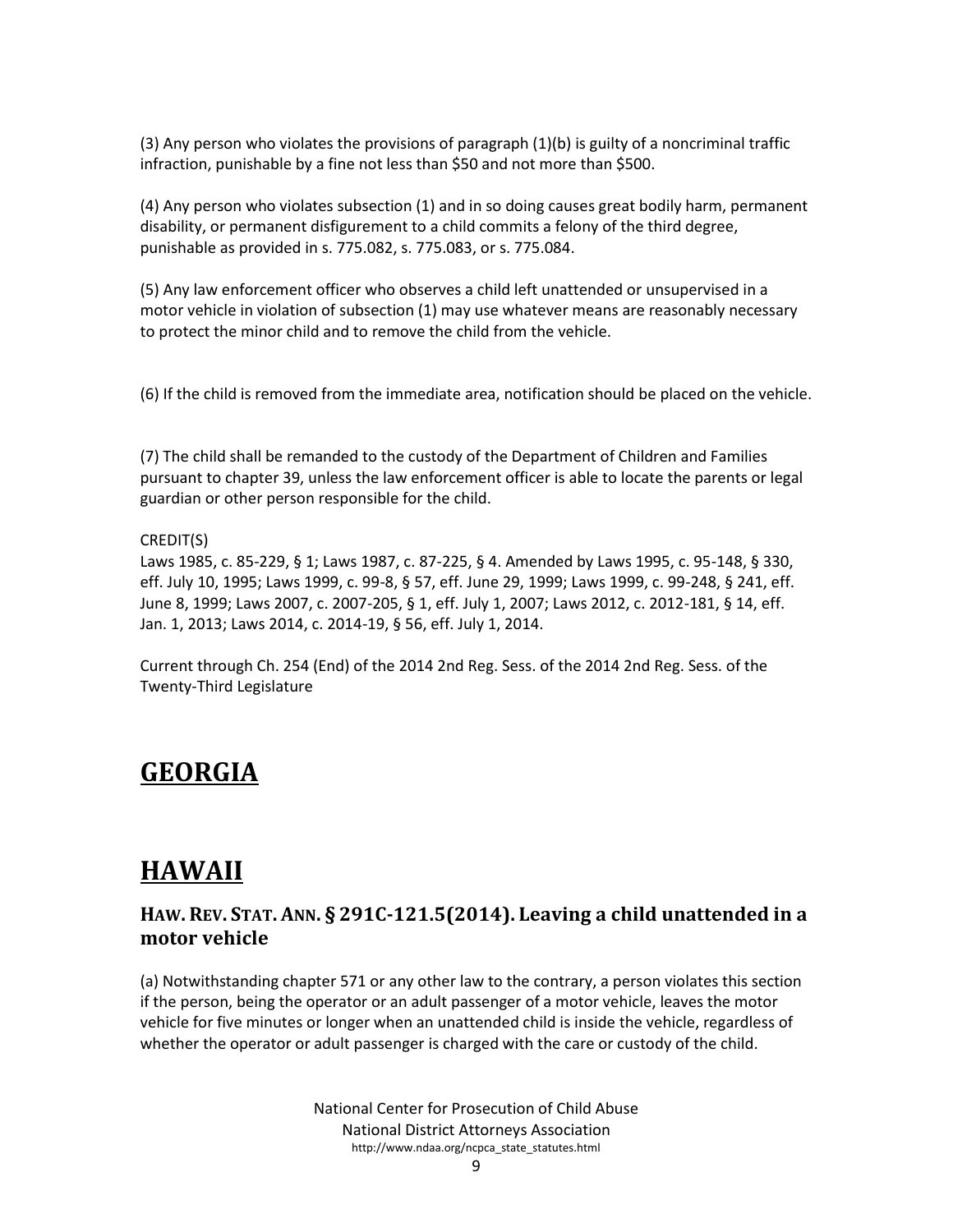(3) Any person who violates the provisions of paragraph (1)(b) is guilty of a noncriminal traffic infraction, punishable by a fine not less than $50 and not more than $500.

(4) Any person who violates subsection (1) and in so doing causes great bodily harm, permanent disability, or permanent disfigurement to a child commits a felony of the third degree, punishable as provided in s. 775.082, s. 775.083, or s. 775.084.

(5) Any law enforcement officer who observes a child left unattended or unsupervised in a motor vehicle in violation of subsection (1) may use whatever means are reasonably necessary to protect the minor child and to remove the child from the vehicle.

(6) If the child is removed from the immediate area, notification should be placed on the vehicle.

(7) The child shall be remanded to the custody of the Department of Children and Families pursuant to chapter 39, unless the law enforcement officer is able to locate the parents or legal guardian or other person responsible for the child.

CREDIT(S)
Laws 1985, c. 85-229, § 1; Laws 1987, c. 87-225, § 4. Amended by Laws 1995, c. 95-148, § 330, eff. July 10, 1995; Laws 1999, c. 99-8, § 57, eff. June 29, 1999; Laws 1999, c. 99-248, § 241, eff. June 8, 1999; Laws 2007, c. 2007-205, § 1, eff. July 1, 2007; Laws 2012, c. 2012-181, § 14, eff. Jan. 1, 2013; Laws 2014, c. 2014-19, § 56, eff. July 1, 2014.

Current through Ch. 254 (End) of the 2014 2nd Reg. Sess. of the 2014 2nd Reg. Sess. of the Twenty-Third Legislature

# GEORGIA

# HAWAII

## HAW. REV. STAT. ANN. § 291C-121.5(2014). Leaving a child unattended in a motor vehicle

(a) Notwithstanding chapter 571 or any other law to the contrary, a person violates this section if the person, being the operator or an adult passenger of a motor vehicle, leaves the motor vehicle for five minutes or longer when an unattended child is inside the vehicle, regardless of whether the operator or adult passenger is charged with the care or custody of the child.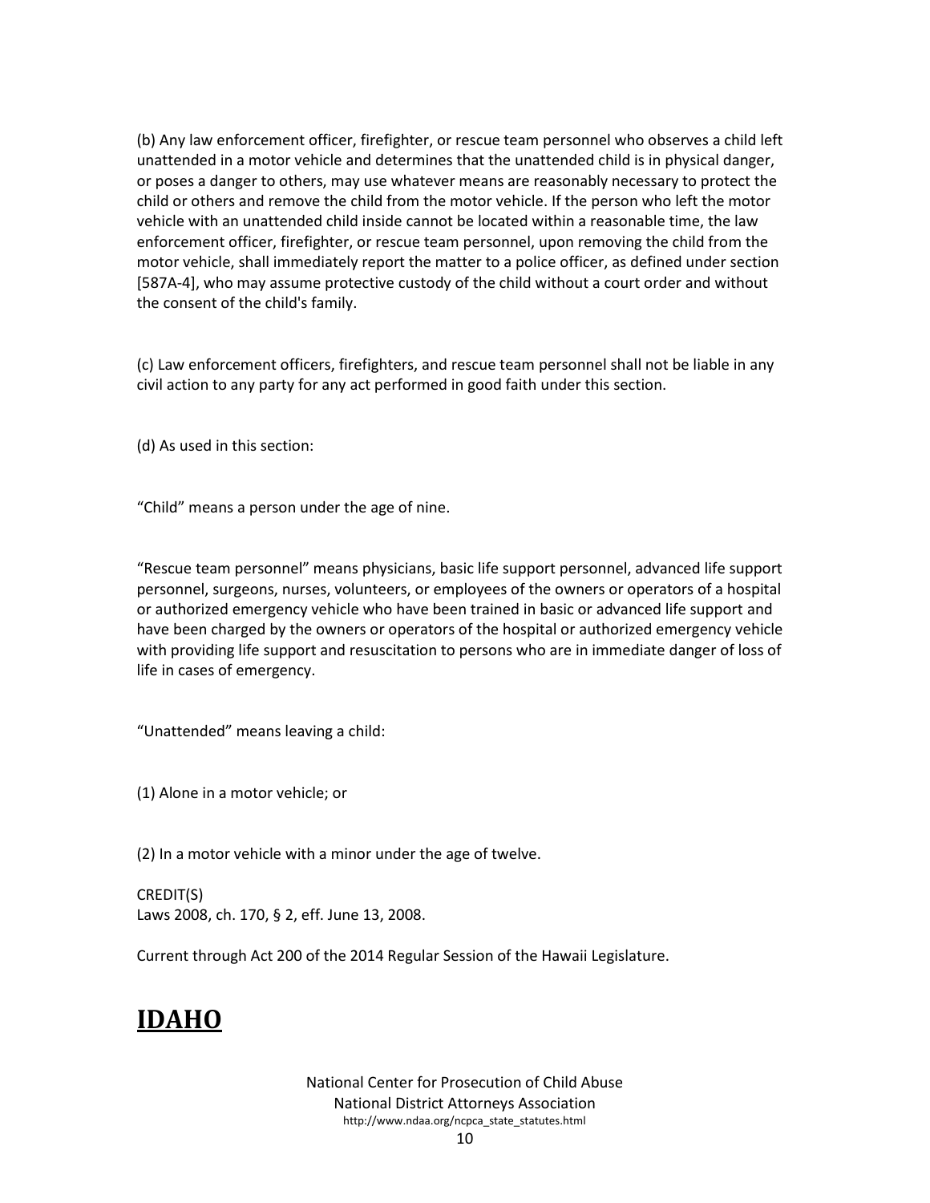(b) Any law enforcement officer, firefighter, or rescue team personnel who observes a child left unattended in a motor vehicle and determines that the unattended child is in physical danger, or poses a danger to others, may use whatever means are reasonably necessary to protect the child or others and remove the child from the motor vehicle. If the person who left the motor vehicle with an unattended child inside cannot be located within a reasonable time, the law enforcement officer, firefighter, or rescue team personnel, upon removing the child from the motor vehicle, shall immediately report the matter to a police officer, as defined under section [587A-4], who may assume protective custody of the child without a court order and without the consent of the child's family.

(c) Law enforcement officers, firefighters, and rescue team personnel shall not be liable in any civil action to any party for any act performed in good faith under this section.

(d) As used in this section:

“Child” means a person under the age of nine.

“Rescue team personnel” means physicians, basic life support personnel, advanced life support personnel, surgeons, nurses, volunteers, or employees of the owners or operators of a hospital or authorized emergency vehicle who have been trained in basic or advanced life support and have been charged by the owners or operators of the hospital or authorized emergency vehicle with providing life support and resuscitation to persons who are in immediate danger of loss of life in cases of emergency.

“Unattended” means leaving a child:

(1) Alone in a motor vehicle; or

(2) In a motor vehicle with a minor under the age of twelve.

CREDIT(S)
Laws 2008, ch. 170, § 2, eff. June 13, 2008.

Current through Act 200 of the 2014 Regular Session of the Hawaii Legislature.

# IDAHO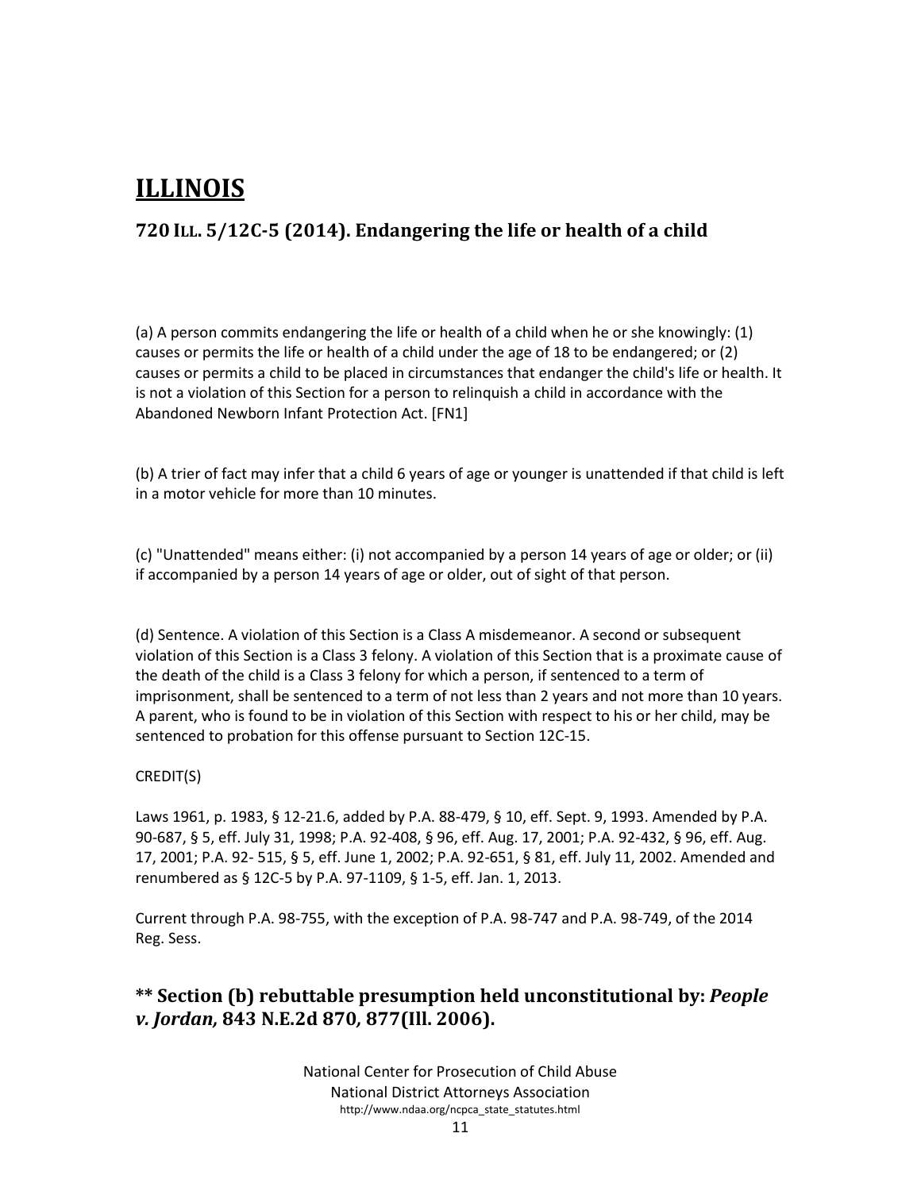# ILLINOIS

## 720 ILL. 5/12C-5 (2014). Endangering the life or health of a child

(a) A person commits endangering the life or health of a child when he or she knowingly: (1) causes or permits the life or health of a child under the age of 18 to be endangered; or (2) causes or permits a child to be placed in circumstances that endanger the child's life or health. It is not a violation of this Section for a person to relinquish a child in accordance with the Abandoned Newborn Infant Protection Act. [FN1]

(b) A trier of fact may infer that a child 6 years of age or younger is unattended if that child is left in a motor vehicle for more than 10 minutes.

(c) "Unattended" means either: (i) not accompanied by a person 14 years of age or older; or (ii) if accompanied by a person 14 years of age or older, out of sight of that person.

(d) Sentence. A violation of this Section is a Class A misdemeanor. A second or subsequent violation of this Section is a Class 3 felony. A violation of this Section that is a proximate cause of the death of the child is a Class 3 felony for which a person, if sentenced to a term of imprisonment, shall be sentenced to a term of not less than 2 years and not more than 10 years. A parent, who is found to be in violation of this Section with respect to his or her child, may be sentenced to probation for this offense pursuant to Section 12C-15.

CREDIT(S)

Laws 1961, p. 1983, § 12-21.6, added by P.A. 88-479, § 10, eff. Sept. 9, 1993. Amended by P.A. 90-687, § 5, eff. July 31, 1998; P.A. 92-408, § 96, eff. Aug. 17, 2001; P.A. 92-432, § 96, eff. Aug. 17, 2001; P.A. 92- 515, § 5, eff. June 1, 2002; P.A. 92-651, § 81, eff. July 11, 2002. Amended and renumbered as § 12C-5 by P.A. 97-1109, § 1-5, eff. Jan. 1, 2013.

Current through P.A. 98-755, with the exception of P.A. 98-747 and P.A. 98-749, of the 2014 Reg. Sess.

### ** Section (b) rebuttable presumption held unconstitutional by: *People v. Jordan,* 843 N.E.2d 870, 877(Ill. 2006).

National Center for Prosecution of Child Abuse
National District Attorneys Association
http://www.ndaa.org/ncpca_state_statutes.html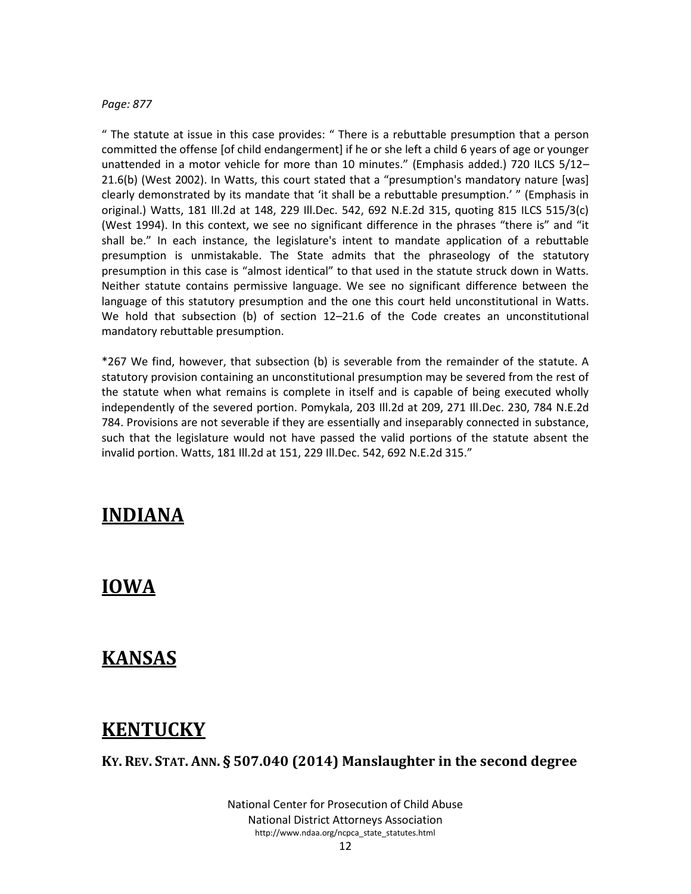*Page: 877*

" The statute at issue in this case provides: " There is a rebuttable presumption that a person committed the offense [of child endangerment] if he or she left a child 6 years of age or younger unattended in a motor vehicle for more than 10 minutes." (Emphasis added.) 720 ILCS 5/12–21.6(b) (West 2002). In Watts, this court stated that a "presumption's mandatory nature [was] clearly demonstrated by its mandate that 'it shall be a rebuttable presumption.' " (Emphasis in original.) Watts, 181 Ill.2d at 148, 229 Ill.Dec. 542, 692 N.E.2d 315, quoting 815 ILCS 515/3(c) (West 1994). In this context, we see no significant difference in the phrases "there is" and "it shall be." In each instance, the legislature's intent to mandate application of a rebuttable presumption is unmistakable. The State admits that the phraseology of the statutory presumption in this case is "almost identical" to that used in the statute struck down in Watts. Neither statute contains permissive language. We see no significant difference between the language of this statutory presumption and the one this court held unconstitutional in Watts. We hold that subsection (b) of section 12–21.6 of the Code creates an unconstitutional mandatory rebuttable presumption.

*267 We find, however, that subsection (b) is severable from the remainder of the statute. A statutory provision containing an unconstitutional presumption may be severed from the rest of the statute when what remains is complete in itself and is capable of being executed wholly independently of the severed portion. Pomykala, 203 Ill.2d at 209, 271 Ill.Dec. 230, 784 N.E.2d 784. Provisions are not severable if they are essentially and inseparably connected in substance, such that the legislature would not have passed the valid portions of the statute absent the invalid portion. Watts, 181 Ill.2d at 151, 229 Ill.Dec. 542, 692 N.E.2d 315."

## INDIANA

## IOWA

## KANSAS

## KENTUCKY

### KY. REV. STAT. ANN. § 507.040 (2014) Manslaughter in the second degree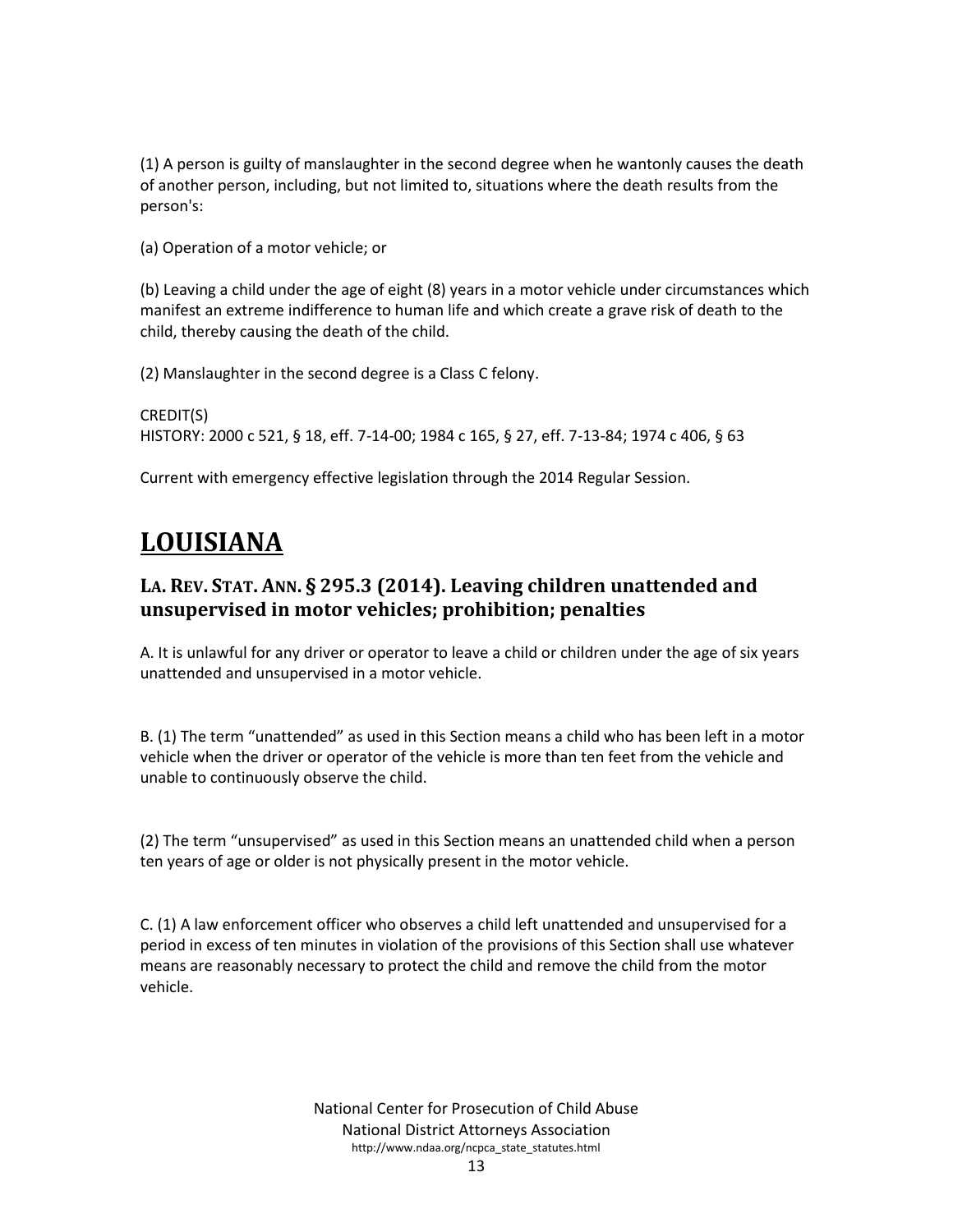(1) A person is guilty of manslaughter in the second degree when he wantonly causes the death of another person, including, but not limited to, situations where the death results from the person's:

(a) Operation of a motor vehicle; or

(b) Leaving a child under the age of eight (8) years in a motor vehicle under circumstances which manifest an extreme indifference to human life and which create a grave risk of death to the child, thereby causing the death of the child.

(2) Manslaughter in the second degree is a Class C felony.

CREDIT(S)
HISTORY: 2000 c 521, § 18, eff. 7-14-00; 1984 c 165, § 27, eff. 7-13-84; 1974 c 406, § 63

Current with emergency effective legislation through the 2014 Regular Session.

# LOUISIANA

### LA. REV. STAT. ANN. § 295.3 (2014). Leaving children unattended and unsupervised in motor vehicles; prohibition; penalties

A. It is unlawful for any driver or operator to leave a child or children under the age of six years unattended and unsupervised in a motor vehicle.

B. (1) The term "unattended" as used in this Section means a child who has been left in a motor vehicle when the driver or operator of the vehicle is more than ten feet from the vehicle and unable to continuously observe the child.

(2) The term "unsupervised" as used in this Section means an unattended child when a person ten years of age or older is not physically present in the motor vehicle.

C. (1) A law enforcement officer who observes a child left unattended and unsupervised for a period in excess of ten minutes in violation of the provisions of this Section shall use whatever means are reasonably necessary to protect the child and remove the child from the motor vehicle.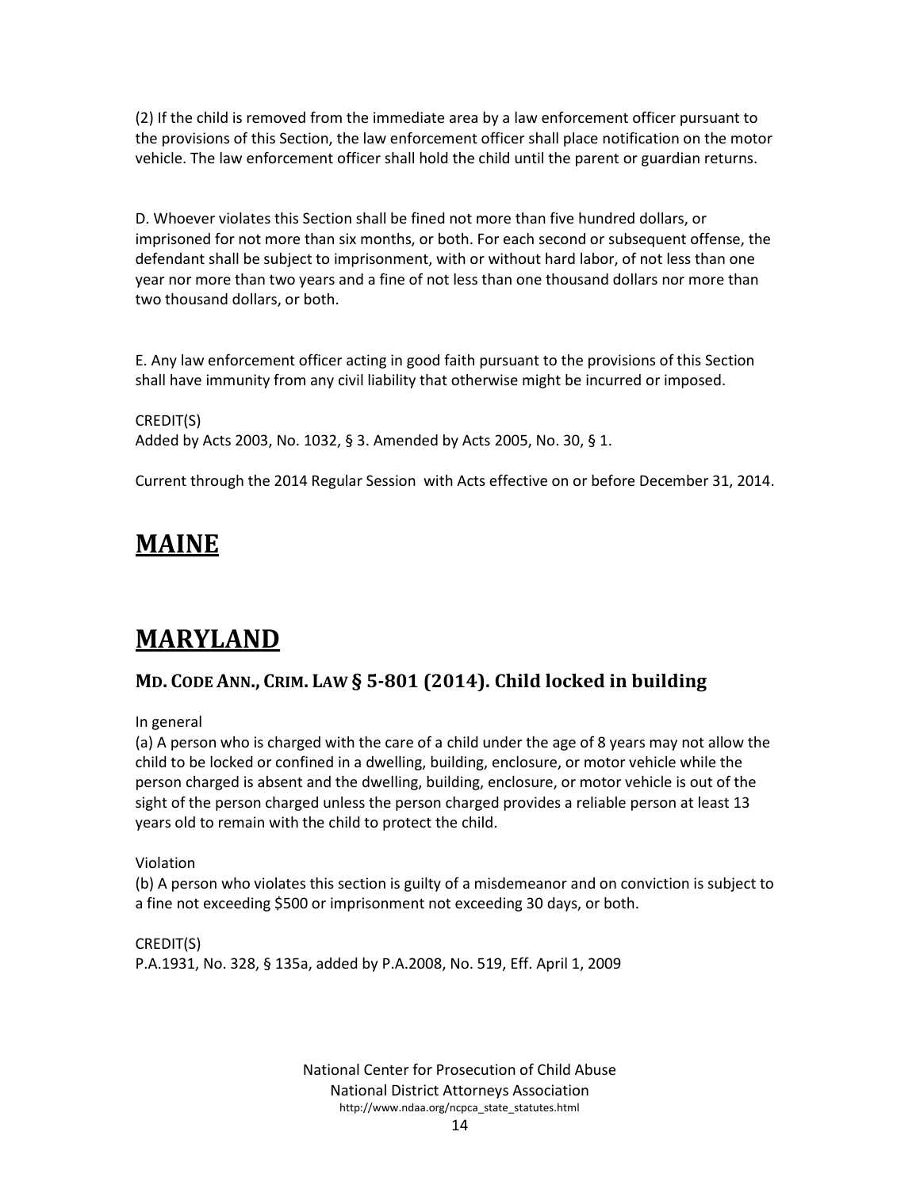(2) If the child is removed from the immediate area by a law enforcement officer pursuant to the provisions of this Section, the law enforcement officer shall place notification on the motor vehicle. The law enforcement officer shall hold the child until the parent or guardian returns.

D. Whoever violates this Section shall be fined not more than five hundred dollars, or imprisoned for not more than six months, or both. For each second or subsequent offense, the defendant shall be subject to imprisonment, with or without hard labor, of not less than one year nor more than two years and a fine of not less than one thousand dollars nor more than two thousand dollars, or both.

E. Any law enforcement officer acting in good faith pursuant to the provisions of this Section shall have immunity from any civil liability that otherwise might be incurred or imposed.

CREDIT(S)
Added by Acts 2003, No. 1032, § 3. Amended by Acts 2005, No. 30, § 1.

Current through the 2014 Regular Session with Acts effective on or before December 31, 2014.

# MAINE

# MARYLAND

### MD. CODE ANN., CRIM. LAW § 5-801 (2014). Child locked in building

In general
(a) A person who is charged with the care of a child under the age of 8 years may not allow the child to be locked or confined in a dwelling, building, enclosure, or motor vehicle while the person charged is absent and the dwelling, building, enclosure, or motor vehicle is out of the sight of the person charged unless the person charged provides a reliable person at least 13 years old to remain with the child to protect the child.

Violation
(b) A person who violates this section is guilty of a misdemeanor and on conviction is subject to a fine not exceeding $500 or imprisonment not exceeding 30 days, or both.

CREDIT(S)
P.A.1931, No. 328, § 135a, added by P.A.2008, No. 519, Eff. April 1, 2009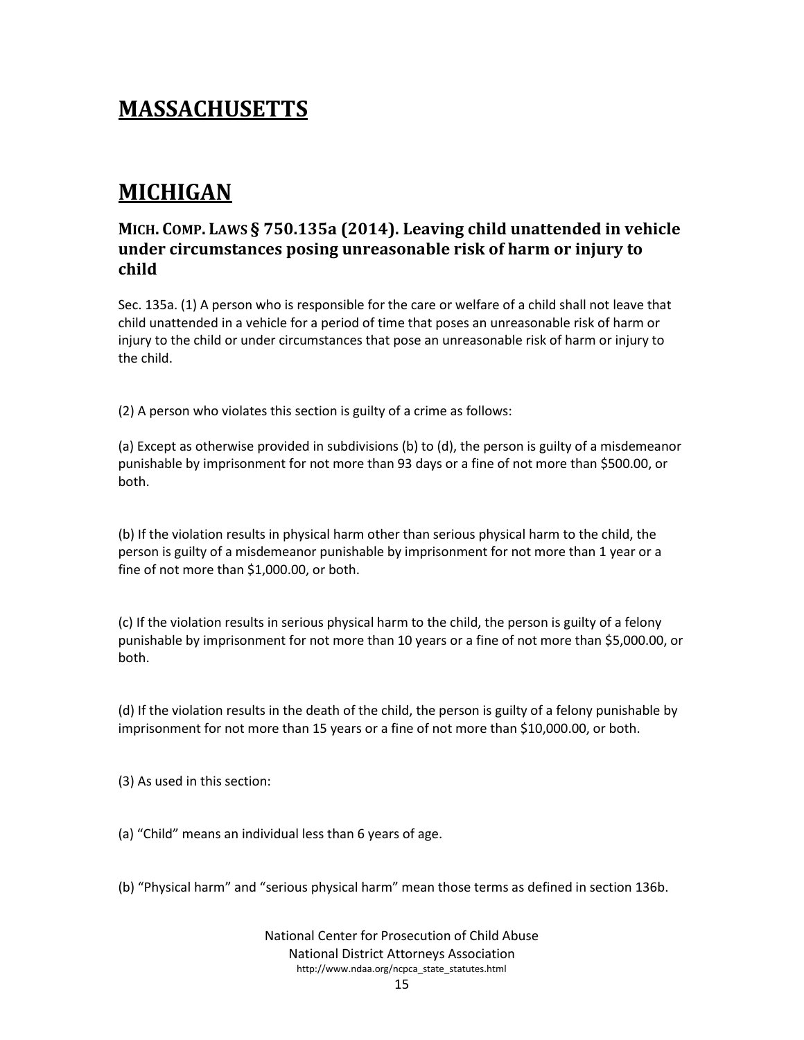# MASSACHUSETTS

# MICHIGAN

### MICH. COMP. LAWS § 750.135a (2014). Leaving child unattended in vehicle under circumstances posing unreasonable risk of harm or injury to child

Sec. 135a. (1) A person who is responsible for the care or welfare of a child shall not leave that child unattended in a vehicle for a period of time that poses an unreasonable risk of harm or injury to the child or under circumstances that pose an unreasonable risk of harm or injury to the child.

(2) A person who violates this section is guilty of a crime as follows:

(a) Except as otherwise provided in subdivisions (b) to (d), the person is guilty of a misdemeanor punishable by imprisonment for not more than 93 days or a fine of not more than $500.00, or both.

(b) If the violation results in physical harm other than serious physical harm to the child, the person is guilty of a misdemeanor punishable by imprisonment for not more than 1 year or a fine of not more than $1,000.00, or both.

(c) If the violation results in serious physical harm to the child, the person is guilty of a felony punishable by imprisonment for not more than 10 years or a fine of not more than $5,000.00, or both.

(d) If the violation results in the death of the child, the person is guilty of a felony punishable by imprisonment for not more than 15 years or a fine of not more than $10,000.00, or both.

(3) As used in this section:

(a) "Child" means an individual less than 6 years of age.

(b) "Physical harm" and "serious physical harm" mean those terms as defined in section 136b.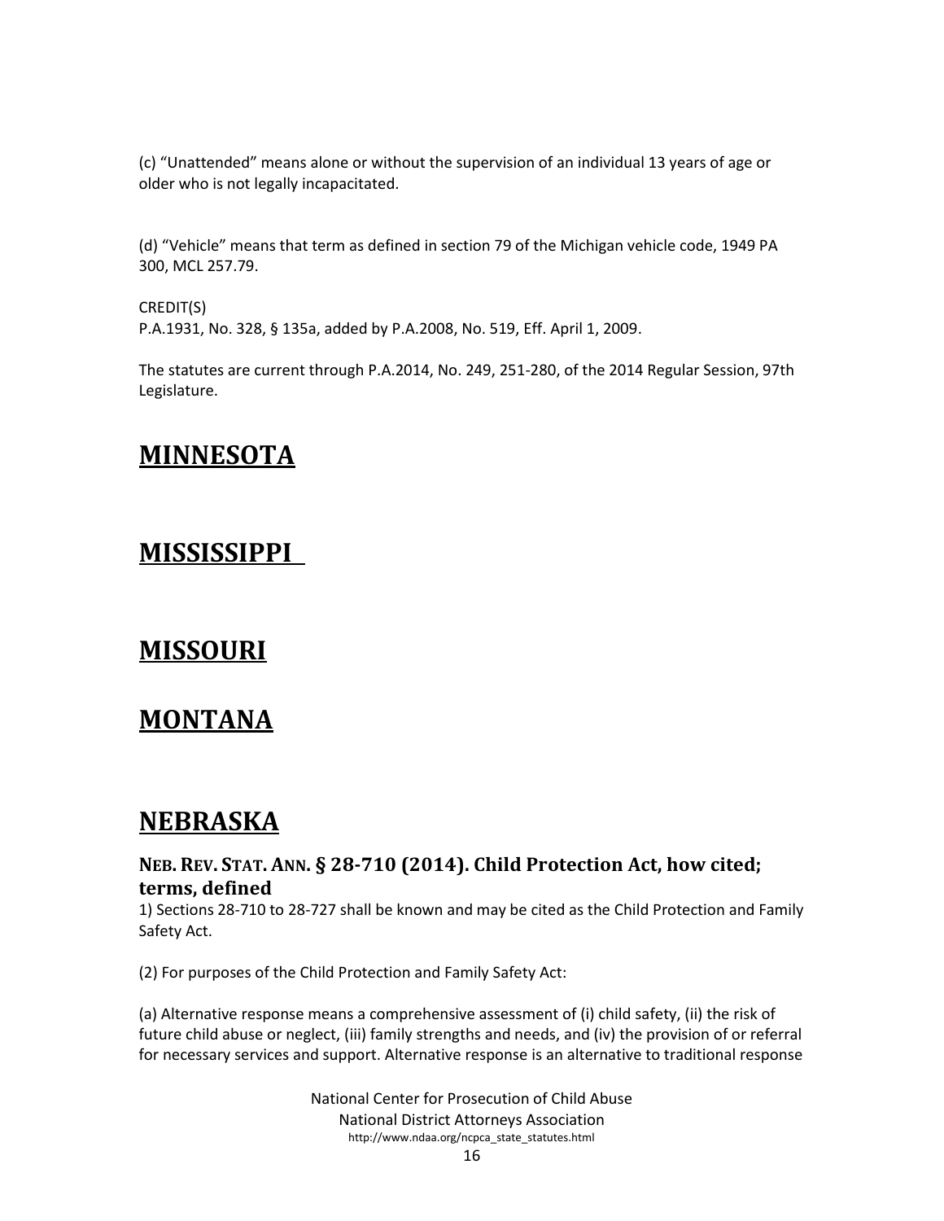(c) "Unattended" means alone or without the supervision of an individual 13 years of age or older who is not legally incapacitated.

(d) "Vehicle" means that term as defined in section 79 of the Michigan vehicle code, 1949 PA 300, MCL 257.79.

CREDIT(S)
P.A.1931, No. 328, § 135a, added by P.A.2008, No. 519, Eff. April 1, 2009.

The statutes are current through P.A.2014, No. 249, 251-280, of the 2014 Regular Session, 97th Legislature.

# MINNESOTA

# MISSISSIPPI

# MISSOURI

# MONTANA

# NEBRASKA

### NEB. REV. STAT. ANN. § 28-710 (2014). Child Protection Act, how cited; terms, defined

1) Sections 28-710 to 28-727 shall be known and may be cited as the Child Protection and Family Safety Act.

(2) For purposes of the Child Protection and Family Safety Act:

(a) Alternative response means a comprehensive assessment of (i) child safety, (ii) the risk of future child abuse or neglect, (iii) family strengths and needs, and (iv) the provision of or referral for necessary services and support. Alternative response is an alternative to traditional response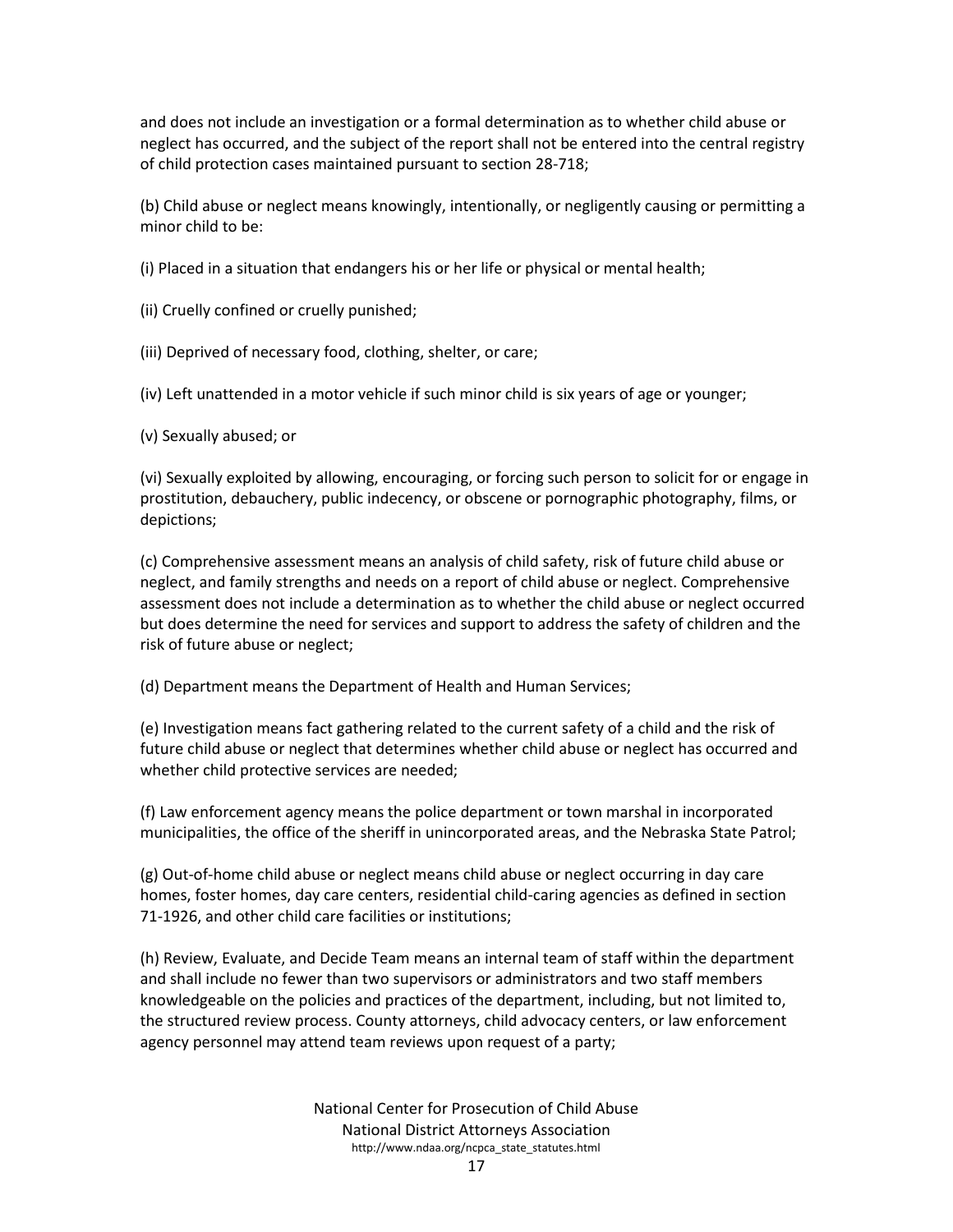and does not include an investigation or a formal determination as to whether child abuse or neglect has occurred, and the subject of the report shall not be entered into the central registry of child protection cases maintained pursuant to section 28-718;

(b) Child abuse or neglect means knowingly, intentionally, or negligently causing or permitting a minor child to be:

(i) Placed in a situation that endangers his or her life or physical or mental health;

(ii) Cruelly confined or cruelly punished;

(iii) Deprived of necessary food, clothing, shelter, or care;

(iv) Left unattended in a motor vehicle if such minor child is six years of age or younger;

(v) Sexually abused; or

(vi) Sexually exploited by allowing, encouraging, or forcing such person to solicit for or engage in prostitution, debauchery, public indecency, or obscene or pornographic photography, films, or depictions;

(c) Comprehensive assessment means an analysis of child safety, risk of future child abuse or neglect, and family strengths and needs on a report of child abuse or neglect. Comprehensive assessment does not include a determination as to whether the child abuse or neglect occurred but does determine the need for services and support to address the safety of children and the risk of future abuse or neglect;

(d) Department means the Department of Health and Human Services;

(e) Investigation means fact gathering related to the current safety of a child and the risk of future child abuse or neglect that determines whether child abuse or neglect has occurred and whether child protective services are needed;

(f) Law enforcement agency means the police department or town marshal in incorporated municipalities, the office of the sheriff in unincorporated areas, and the Nebraska State Patrol;

(g) Out-of-home child abuse or neglect means child abuse or neglect occurring in day care homes, foster homes, day care centers, residential child-caring agencies as defined in section 71-1926, and other child care facilities or institutions;

(h) Review, Evaluate, and Decide Team means an internal team of staff within the department and shall include no fewer than two supervisors or administrators and two staff members knowledgeable on the policies and practices of the department, including, but not limited to, the structured review process. County attorneys, child advocacy centers, or law enforcement agency personnel may attend team reviews upon request of a party;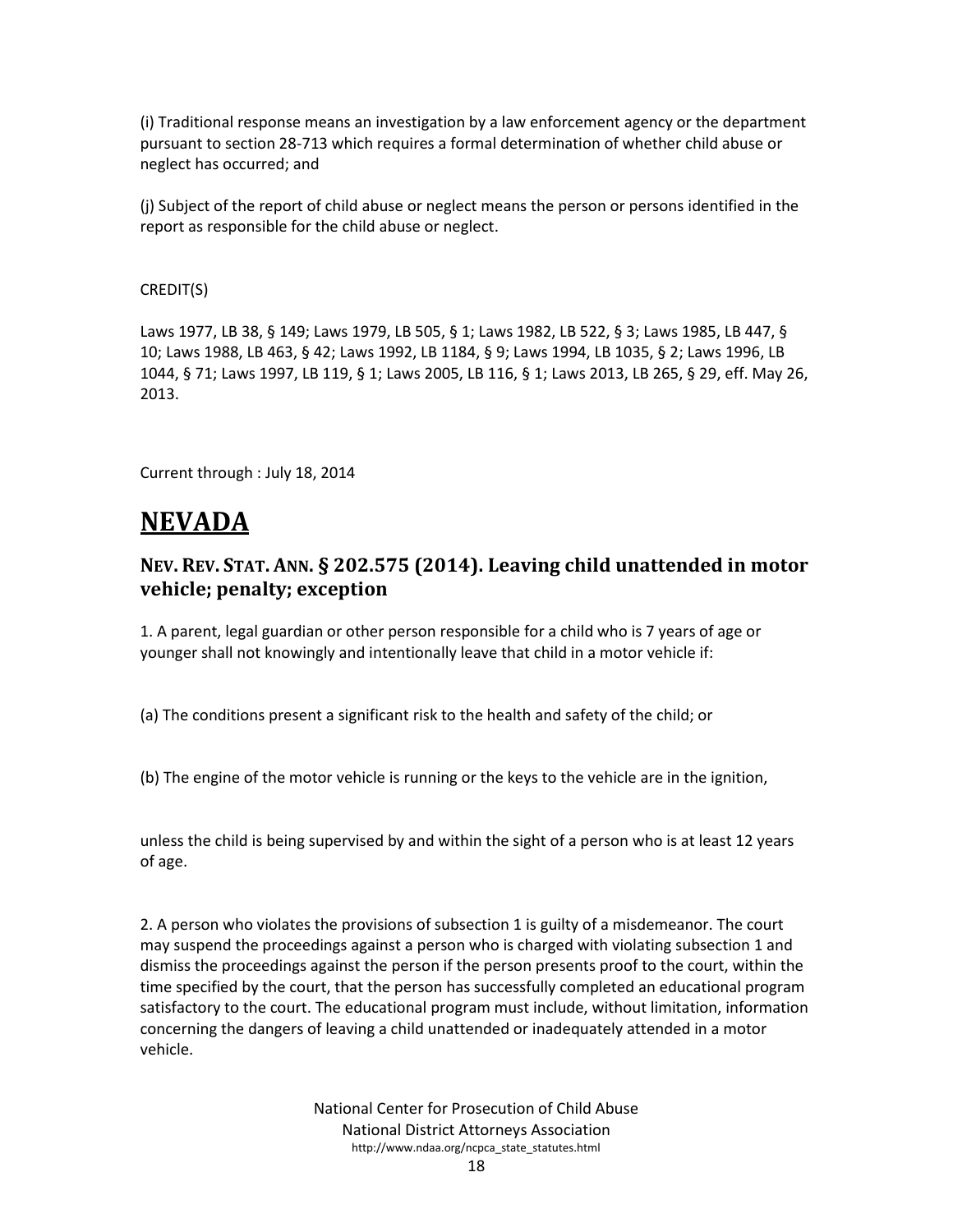(i) Traditional response means an investigation by a law enforcement agency or the department pursuant to section 28-713 which requires a formal determination of whether child abuse or neglect has occurred; and

(j) Subject of the report of child abuse or neglect means the person or persons identified in the report as responsible for the child abuse or neglect.

CREDIT(S)

Laws 1977, LB 38, § 149; Laws 1979, LB 505, § 1; Laws 1982, LB 522, § 3; Laws 1985, LB 447, § 10; Laws 1988, LB 463, § 42; Laws 1992, LB 1184, § 9; Laws 1994, LB 1035, § 2; Laws 1996, LB 1044, § 71; Laws 1997, LB 119, § 1; Laws 2005, LB 116, § 1; Laws 2013, LB 265, § 29, eff. May 26, 2013.

Current through : July 18, 2014

# NEVADA

## NEV. REV. STAT. ANN. § 202.575 (2014). Leaving child unattended in motor vehicle; penalty; exception

1. A parent, legal guardian or other person responsible for a child who is 7 years of age or younger shall not knowingly and intentionally leave that child in a motor vehicle if:

(a) The conditions present a significant risk to the health and safety of the child; or

(b) The engine of the motor vehicle is running or the keys to the vehicle are in the ignition,

unless the child is being supervised by and within the sight of a person who is at least 12 years of age.

2. A person who violates the provisions of subsection 1 is guilty of a misdemeanor. The court may suspend the proceedings against a person who is charged with violating subsection 1 and dismiss the proceedings against the person if the person presents proof to the court, within the time specified by the court, that the person has successfully completed an educational program satisfactory to the court. The educational program must include, without limitation, information concerning the dangers of leaving a child unattended or inadequately attended in a motor vehicle.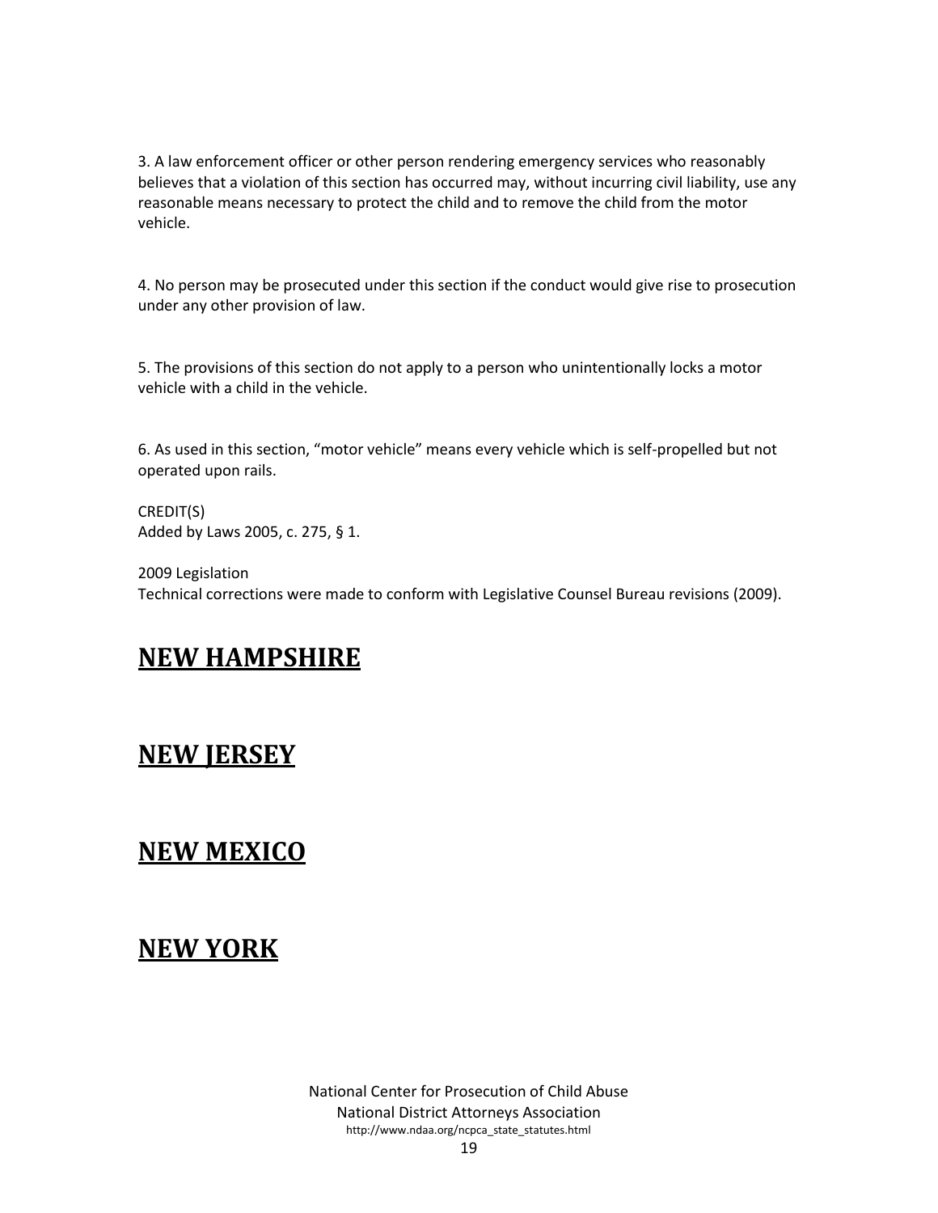3. A law enforcement officer or other person rendering emergency services who reasonably believes that a violation of this section has occurred may, without incurring civil liability, use any reasonable means necessary to protect the child and to remove the child from the motor vehicle.

4. No person may be prosecuted under this section if the conduct would give rise to prosecution under any other provision of law.

5. The provisions of this section do not apply to a person who unintentionally locks a motor vehicle with a child in the vehicle.

6. As used in this section, "motor vehicle" means every vehicle which is self-propelled but not operated upon rails.

CREDIT(S)
Added by Laws 2005, c. 275, § 1.

2009 Legislation
Technical corrections were made to conform with Legislative Counsel Bureau revisions (2009).

## NEW HAMPSHIRE

## NEW JERSEY

## NEW MEXICO

## NEW YORK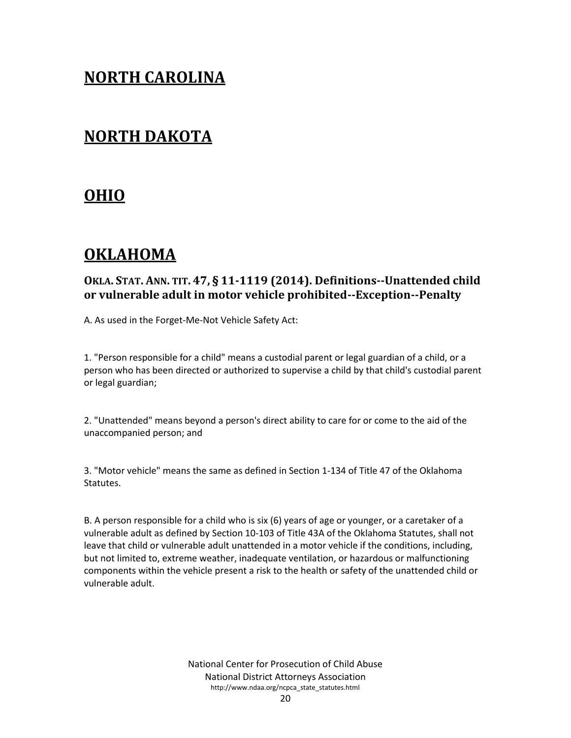# NORTH CAROLINA

# NORTH DAKOTA

# OHIO

# OKLAHOMA

## OKLA. STAT. ANN. TIT. 47, § 11-1119 (2014). Definitions--Unattended child or vulnerable adult in motor vehicle prohibited--Exception--Penalty

A. As used in the Forget-Me-Not Vehicle Safety Act:

1. "Person responsible for a child" means a custodial parent or legal guardian of a child, or a person who has been directed or authorized to supervise a child by that child's custodial parent or legal guardian;

2. "Unattended" means beyond a person's direct ability to care for or come to the aid of the unaccompanied person; and

3. "Motor vehicle" means the same as defined in Section 1-134 of Title 47 of the Oklahoma Statutes.

B. A person responsible for a child who is six (6) years of age or younger, or a caretaker of a vulnerable adult as defined by Section 10-103 of Title 43A of the Oklahoma Statutes, shall not leave that child or vulnerable adult unattended in a motor vehicle if the conditions, including, but not limited to, extreme weather, inadequate ventilation, or hazardous or malfunctioning components within the vehicle present a risk to the health or safety of the unattended child or vulnerable adult.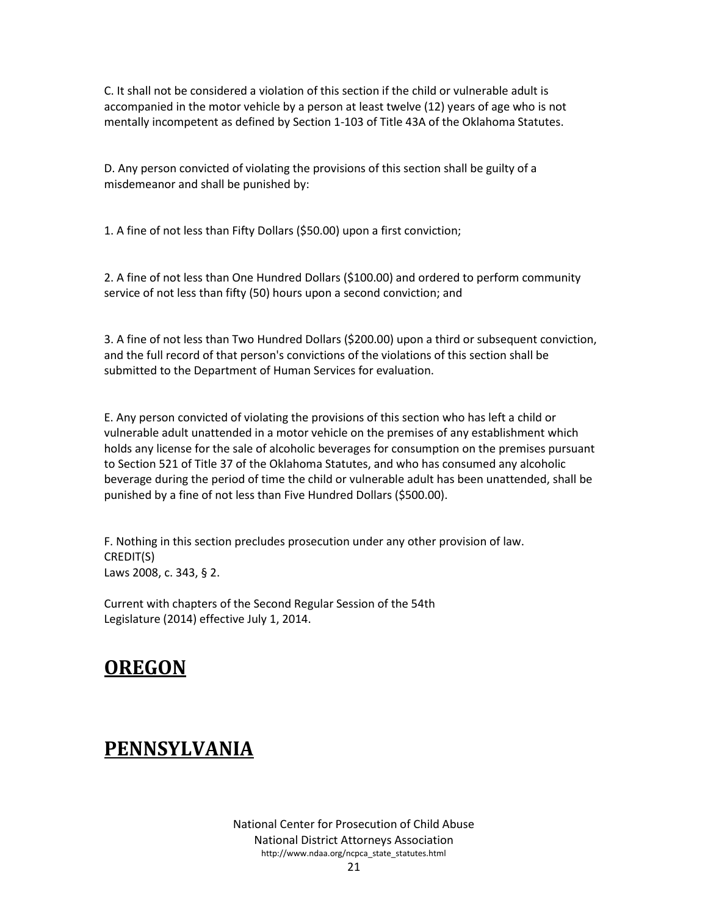C. It shall not be considered a violation of this section if the child or vulnerable adult is accompanied in the motor vehicle by a person at least twelve (12) years of age who is not mentally incompetent as defined by Section 1-103 of Title 43A of the Oklahoma Statutes.

D. Any person convicted of violating the provisions of this section shall be guilty of a misdemeanor and shall be punished by:

1. A fine of not less than Fifty Dollars ($50.00) upon a first conviction;

2. A fine of not less than One Hundred Dollars ($100.00) and ordered to perform community service of not less than fifty (50) hours upon a second conviction; and

3. A fine of not less than Two Hundred Dollars ($200.00) upon a third or subsequent conviction, and the full record of that person's convictions of the violations of this section shall be submitted to the Department of Human Services for evaluation.

E. Any person convicted of violating the provisions of this section who has left a child or vulnerable adult unattended in a motor vehicle on the premises of any establishment which holds any license for the sale of alcoholic beverages for consumption on the premises pursuant to Section 521 of Title 37 of the Oklahoma Statutes, and who has consumed any alcoholic beverage during the period of time the child or vulnerable adult has been unattended, shall be punished by a fine of not less than Five Hundred Dollars ($500.00).

F. Nothing in this section precludes prosecution under any other provision of law.
CREDIT(S)
Laws 2008, c. 343, § 2.

Current with chapters of the Second Regular Session of the 54th
Legislature (2014) effective July 1, 2014.

# OREGON

# PENNSYLVANIA

National Center for Prosecution of Child Abuse
National District Attorneys Association
http://www.ndaa.org/ncpca_state_statutes.html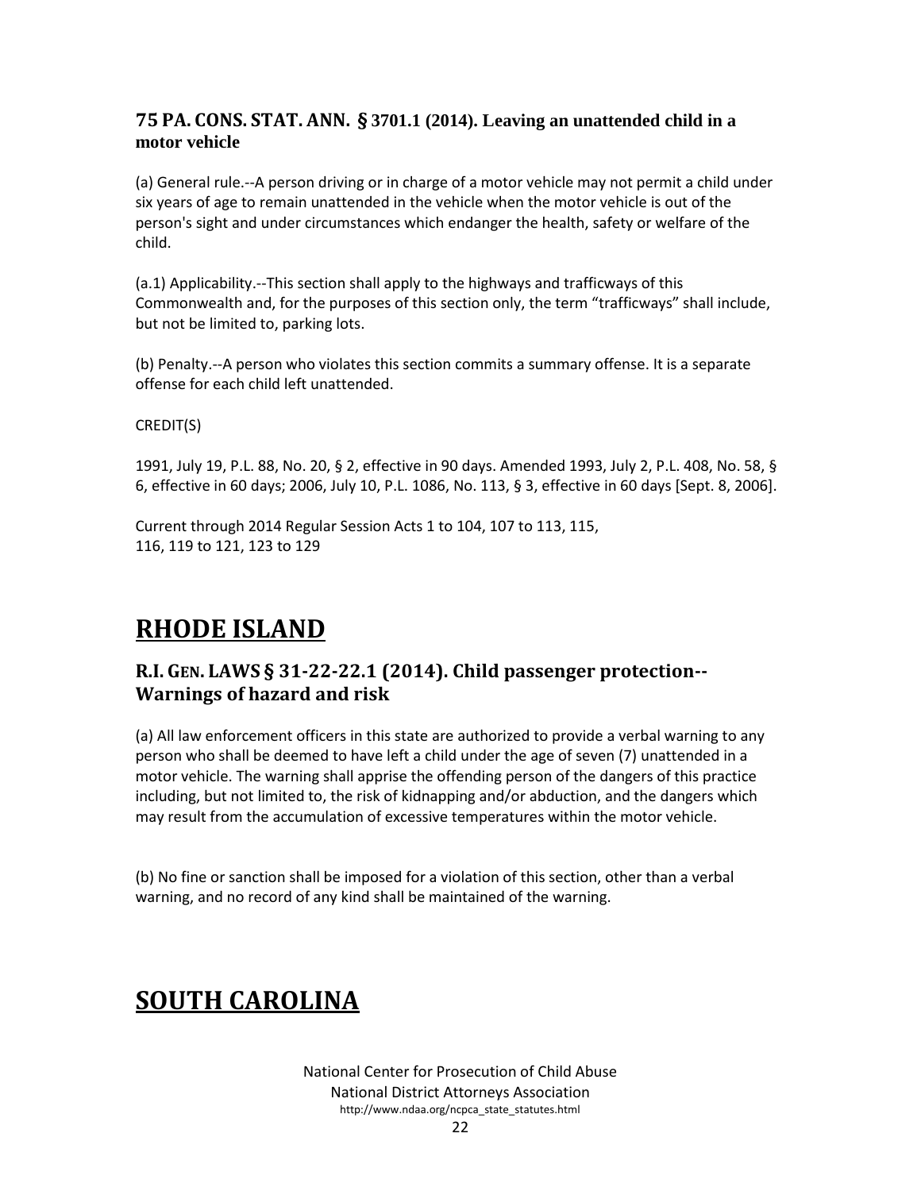### 75 PA. CONS. STAT. ANN. § 3701.1 (2014). Leaving an unattended child in a motor vehicle

(a) General rule.--A person driving or in charge of a motor vehicle may not permit a child under six years of age to remain unattended in the vehicle when the motor vehicle is out of the person's sight and under circumstances which endanger the health, safety or welfare of the child.

(a.1) Applicability.--This section shall apply to the highways and trafficways of this Commonwealth and, for the purposes of this section only, the term "trafficways" shall include, but not be limited to, parking lots.

(b) Penalty.--A person who violates this section commits a summary offense. It is a separate offense for each child left unattended.

CREDIT(S)

1991, July 19, P.L. 88, No. 20, § 2, effective in 90 days. Amended 1993, July 2, P.L. 408, No. 58, § 6, effective in 60 days; 2006, July 10, P.L. 1086, No. 113, § 3, effective in 60 days [Sept. 8, 2006].

Current through 2014 Regular Session Acts 1 to 104, 107 to 113, 115, 116, 119 to 121, 123 to 129

# RHODE ISLAND

### R.I. GEN. LAWS § 31-22-22.1 (2014). Child passenger protection--Warnings of hazard and risk

(a) All law enforcement officers in this state are authorized to provide a verbal warning to any person who shall be deemed to have left a child under the age of seven (7) unattended in a motor vehicle. The warning shall apprise the offending person of the dangers of this practice including, but not limited to, the risk of kidnapping and/or abduction, and the dangers which may result from the accumulation of excessive temperatures within the motor vehicle.

(b) No fine or sanction shall be imposed for a violation of this section, other than a verbal warning, and no record of any kind shall be maintained of the warning.

# SOUTH CAROLINA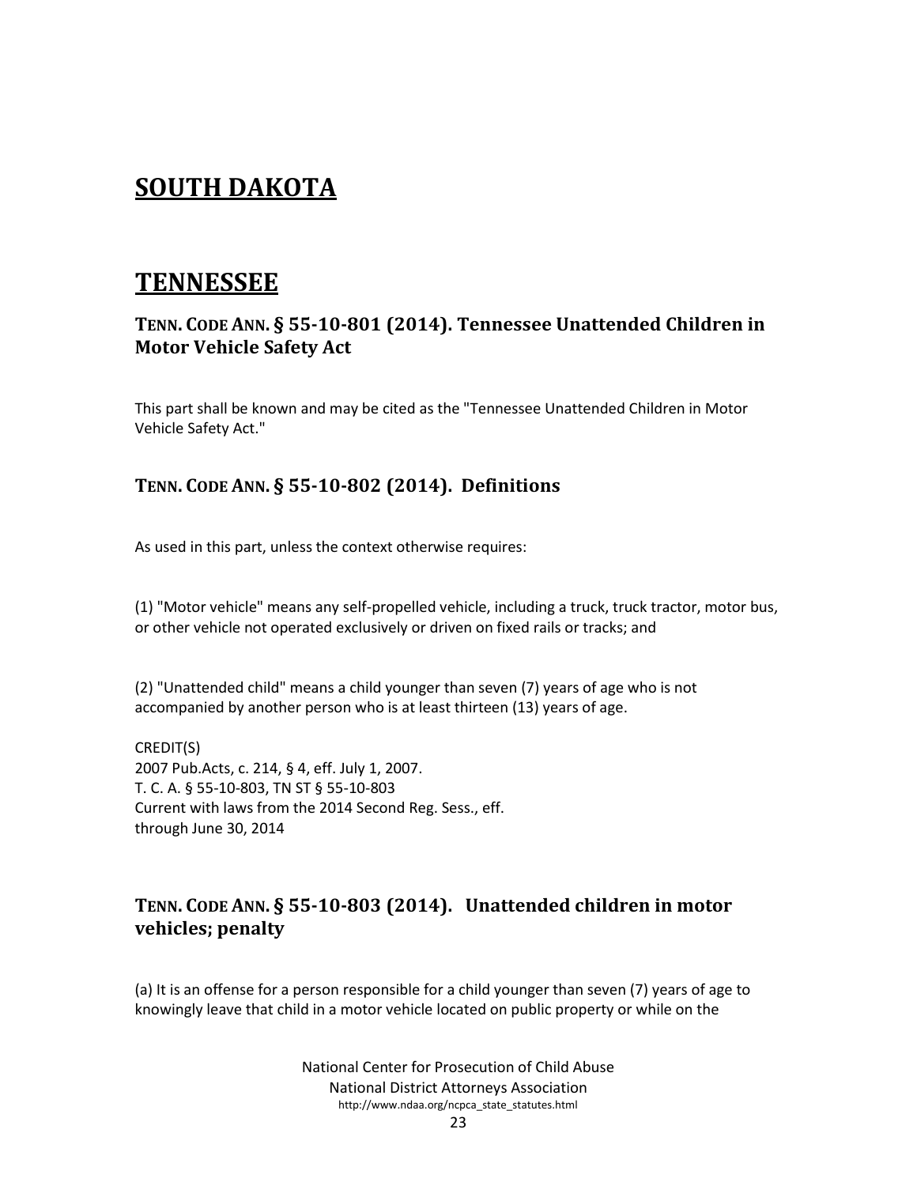## SOUTH DAKOTA

## TENNESSEE

### TENN. CODE ANN. § 55-10-801 (2014). Tennessee Unattended Children in Motor Vehicle Safety Act

This part shall be known and may be cited as the "Tennessee Unattended Children in Motor Vehicle Safety Act."

### TENN. CODE ANN. § 55-10-802 (2014). Definitions

As used in this part, unless the context otherwise requires:

(1) "Motor vehicle" means any self-propelled vehicle, including a truck, truck tractor, motor bus, or other vehicle not operated exclusively or driven on fixed rails or tracks; and

(2) "Unattended child" means a child younger than seven (7) years of age who is not accompanied by another person who is at least thirteen (13) years of age.

CREDIT(S)
2007 Pub.Acts, c. 214, § 4, eff. July 1, 2007.
T. C. A. § 55-10-803, TN ST § 55-10-803
Current with laws from the 2014 Second Reg. Sess., eff.
through June 30, 2014

### TENN. CODE ANN. § 55-10-803 (2014). Unattended children in motor vehicles; penalty

(a) It is an offense for a person responsible for a child younger than seven (7) years of age to knowingly leave that child in a motor vehicle located on public property or while on the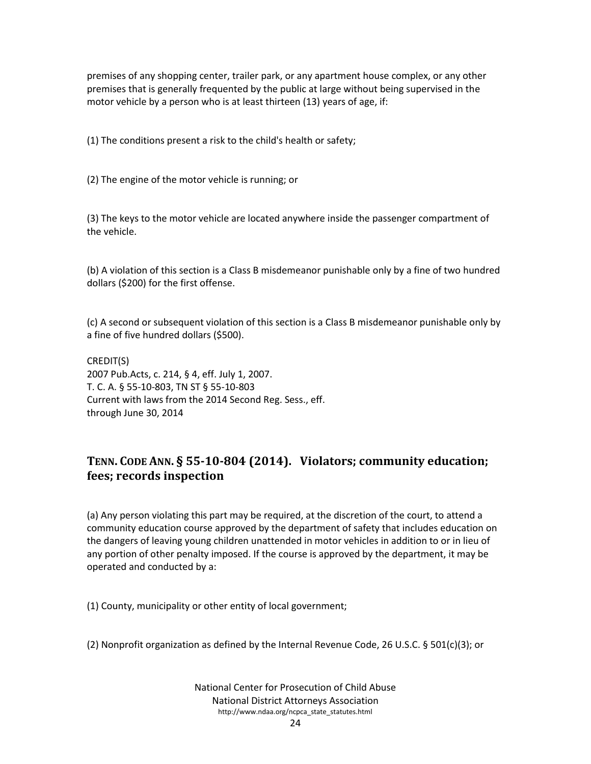premises of any shopping center, trailer park, or any apartment house complex, or any other premises that is generally frequented by the public at large without being supervised in the motor vehicle by a person who is at least thirteen (13) years of age, if:

(1) The conditions present a risk to the child's health or safety;

(2) The engine of the motor vehicle is running; or

(3) The keys to the motor vehicle are located anywhere inside the passenger compartment of the vehicle.

(b) A violation of this section is a Class B misdemeanor punishable only by a fine of two hundred dollars ($200) for the first offense.

(c) A second or subsequent violation of this section is a Class B misdemeanor punishable only by a fine of five hundred dollars ($500).

CREDIT(S)
2007 Pub.Acts, c. 214, § 4, eff. July 1, 2007.
T. C. A. § 55-10-803, TN ST § 55-10-803
Current with laws from the 2014 Second Reg. Sess., eff.
through June 30, 2014

## TENN. CODE ANN. § 55-10-804 (2014). Violators; community education; fees; records inspection

(a) Any person violating this part may be required, at the discretion of the court, to attend a community education course approved by the department of safety that includes education on the dangers of leaving young children unattended in motor vehicles in addition to or in lieu of any portion of other penalty imposed. If the course is approved by the department, it may be operated and conducted by a:

(1) County, municipality or other entity of local government;

(2) Nonprofit organization as defined by the Internal Revenue Code, 26 U.S.C. § 501(c)(3); or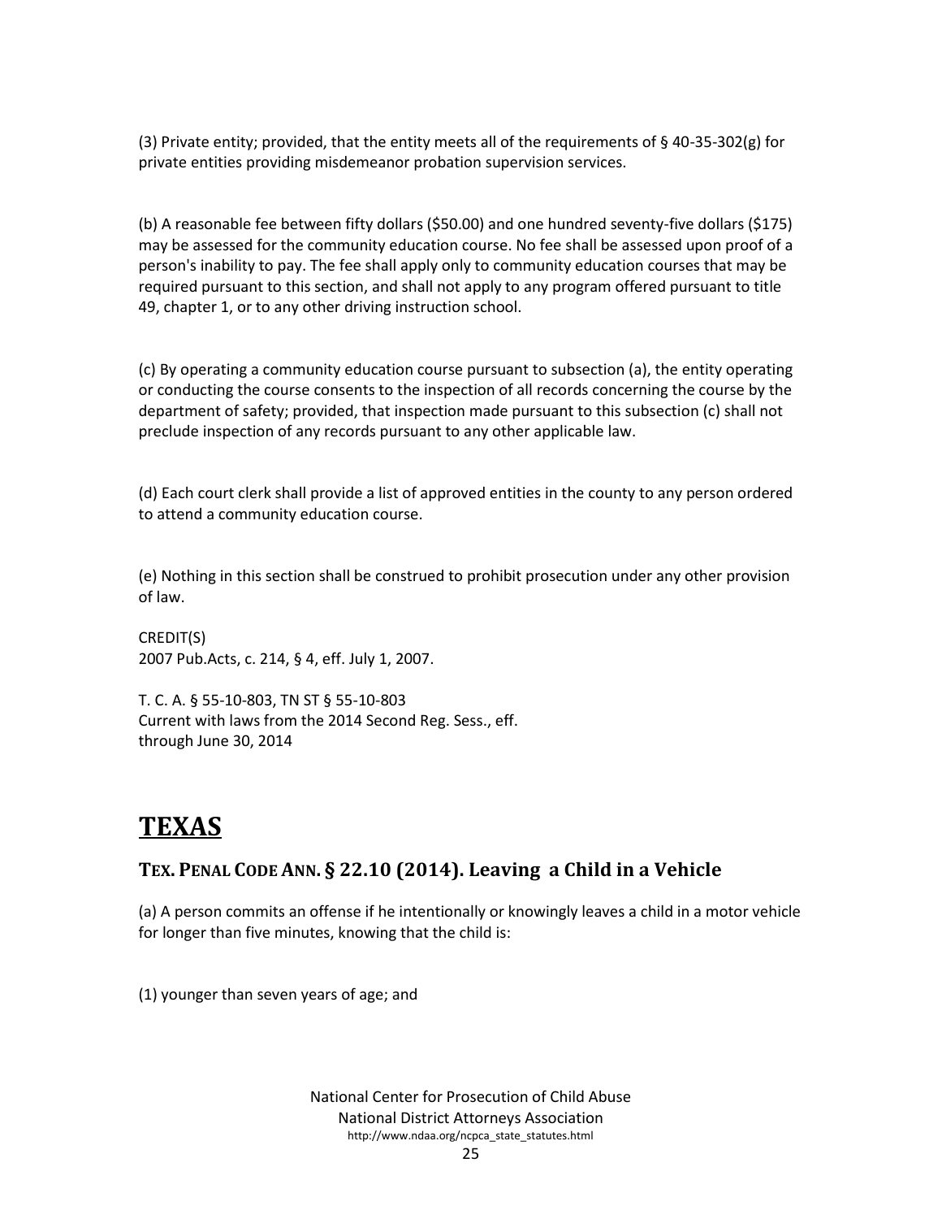(3) Private entity; provided, that the entity meets all of the requirements of § 40-35-302(g) for private entities providing misdemeanor probation supervision services.

(b) A reasonable fee between fifty dollars ($50.00) and one hundred seventy-five dollars ($175) may be assessed for the community education course. No fee shall be assessed upon proof of a person's inability to pay. The fee shall apply only to community education courses that may be required pursuant to this section, and shall not apply to any program offered pursuant to title 49, chapter 1, or to any other driving instruction school.

(c) By operating a community education course pursuant to subsection (a), the entity operating or conducting the course consents to the inspection of all records concerning the course by the department of safety; provided, that inspection made pursuant to this subsection (c) shall not preclude inspection of any records pursuant to any other applicable law.

(d) Each court clerk shall provide a list of approved entities in the county to any person ordered to attend a community education course.

(e) Nothing in this section shall be construed to prohibit prosecution under any other provision of law.

CREDIT(S)
2007 Pub.Acts, c. 214, § 4, eff. July 1, 2007.

T. C. A. § 55-10-803, TN ST § 55-10-803
Current with laws from the 2014 Second Reg. Sess., eff. through June 30, 2014

# TEXAS

## TEX. PENAL CODE ANN. § 22.10 (2014). Leaving a Child in a Vehicle

(a) A person commits an offense if he intentionally or knowingly leaves a child in a motor vehicle for longer than five minutes, knowing that the child is:

(1) younger than seven years of age; and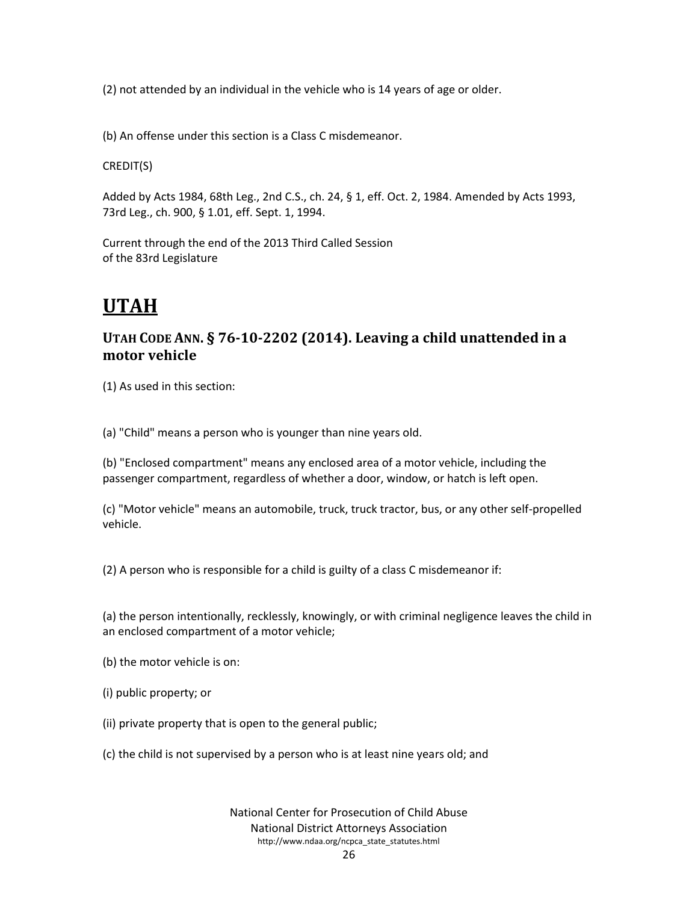(2) not attended by an individual in the vehicle who is 14 years of age or older.

(b) An offense under this section is a Class C misdemeanor.

CREDIT(S)

Added by Acts 1984, 68th Leg., 2nd C.S., ch. 24, § 1, eff. Oct. 2, 1984. Amended by Acts 1993, 73rd Leg., ch. 900, § 1.01, eff. Sept. 1, 1994.

Current through the end of the 2013 Third Called Session of the 83rd Legislature

# UTAH

## UTAH CODE ANN. § 76-10-2202 (2014). Leaving a child unattended in a motor vehicle

(1) As used in this section:

(a) "Child" means a person who is younger than nine years old.

(b) "Enclosed compartment" means any enclosed area of a motor vehicle, including the passenger compartment, regardless of whether a door, window, or hatch is left open.

(c) "Motor vehicle" means an automobile, truck, truck tractor, bus, or any other self-propelled vehicle.

(2) A person who is responsible for a child is guilty of a class C misdemeanor if:

(a) the person intentionally, recklessly, knowingly, or with criminal negligence leaves the child in an enclosed compartment of a motor vehicle;

(b) the motor vehicle is on:

(i) public property; or

(ii) private property that is open to the general public;

(c) the child is not supervised by a person who is at least nine years old; and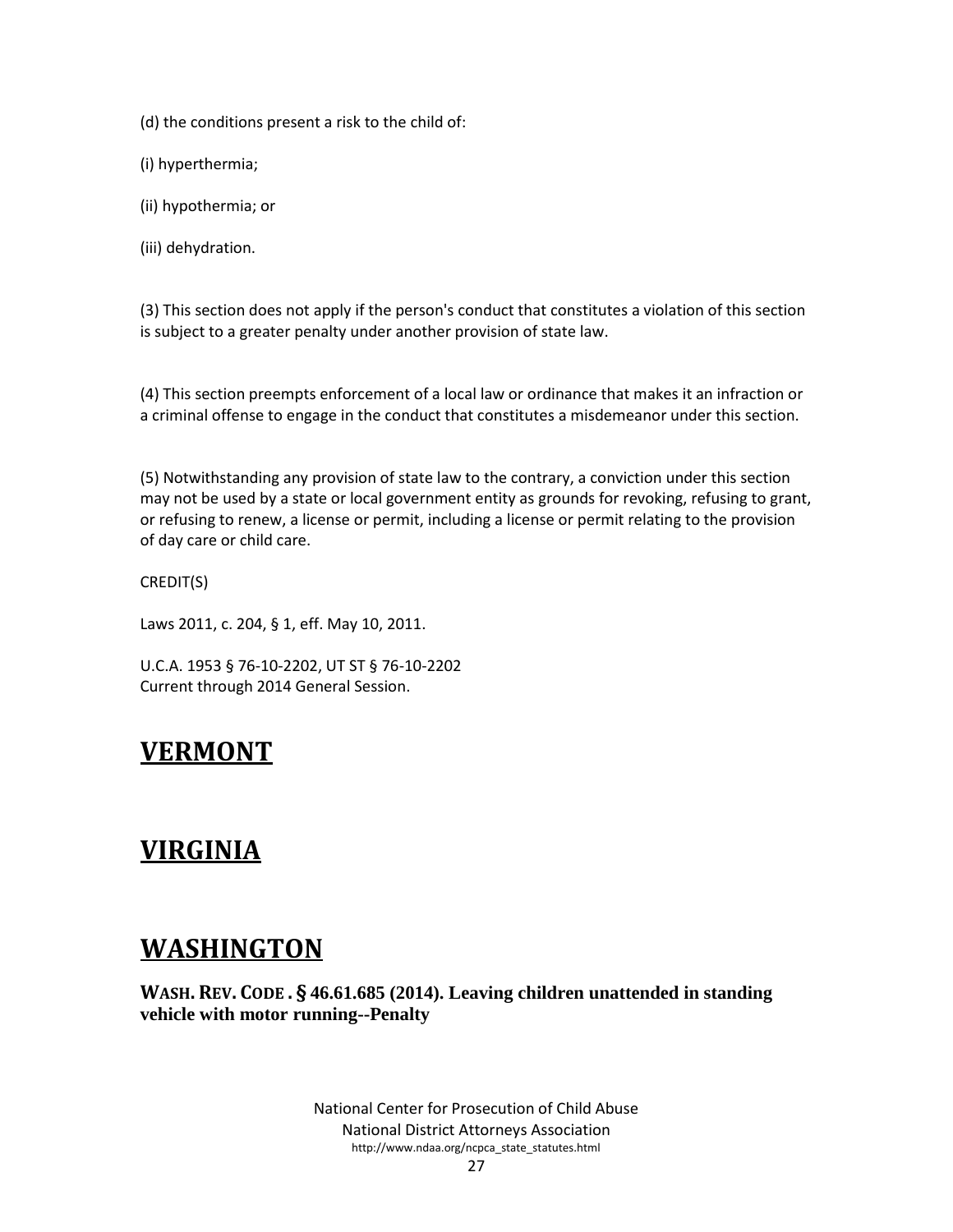(d) the conditions present a risk to the child of:

(i) hyperthermia;

(ii) hypothermia; or

(iii) dehydration.

(3) This section does not apply if the person's conduct that constitutes a violation of this section is subject to a greater penalty under another provision of state law.

(4) This section preempts enforcement of a local law or ordinance that makes it an infraction or a criminal offense to engage in the conduct that constitutes a misdemeanor under this section.

(5) Notwithstanding any provision of state law to the contrary, a conviction under this section may not be used by a state or local government entity as grounds for revoking, refusing to grant, or refusing to renew, a license or permit, including a license or permit relating to the provision of day care or child care.

CREDIT(S)

Laws 2011, c. 204, § 1, eff. May 10, 2011.

U.C.A. 1953 § 76-10-2202, UT ST § 76-10-2202
Current through 2014 General Session.

## VERMONT

## VIRGINIA

## WASHINGTON

**WASH. REV. CODE . § 46.61.685 (2014). Leaving children unattended in standing vehicle with motor running--Penalty**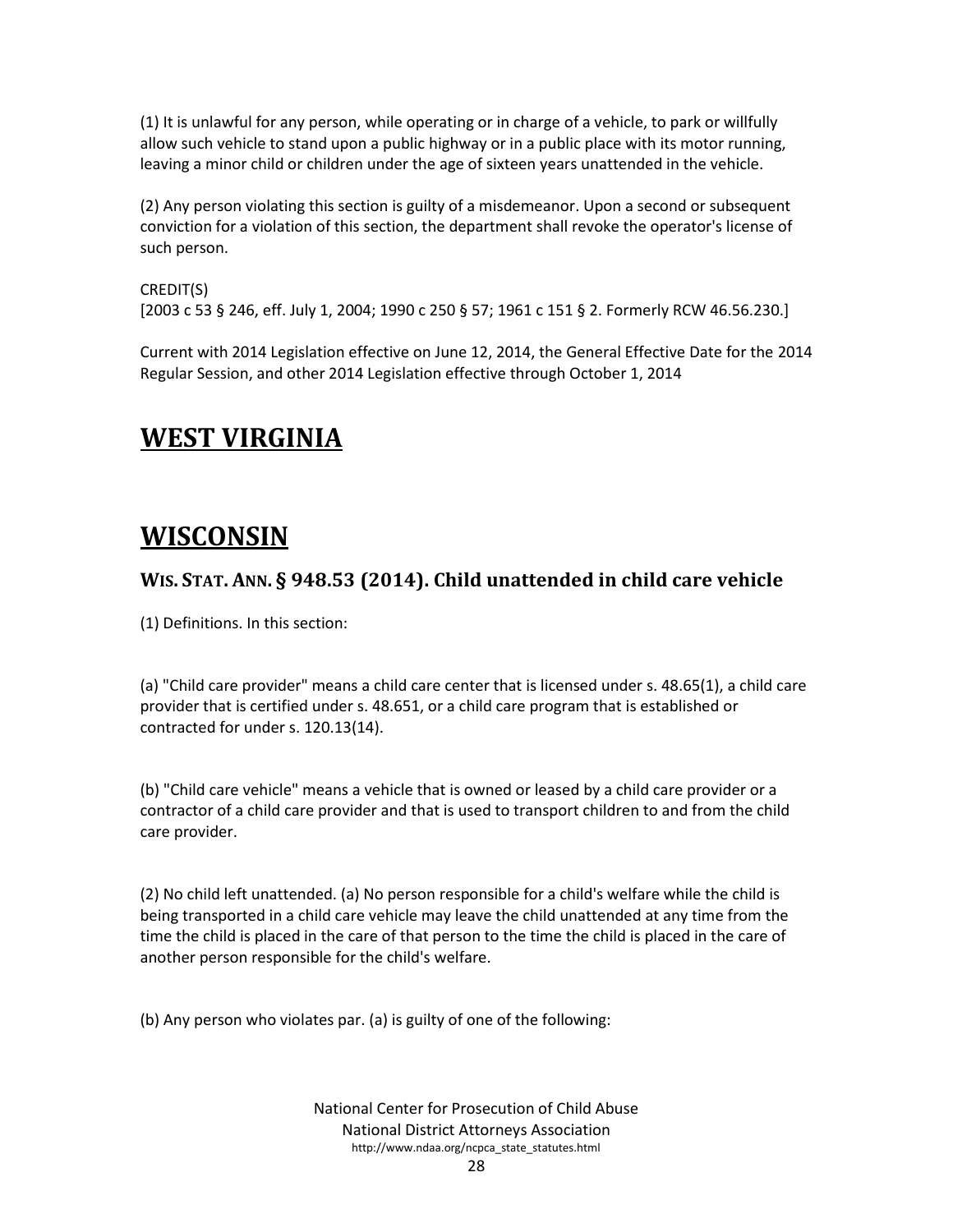(1) It is unlawful for any person, while operating or in charge of a vehicle, to park or willfully allow such vehicle to stand upon a public highway or in a public place with its motor running, leaving a minor child or children under the age of sixteen years unattended in the vehicle.

(2) Any person violating this section is guilty of a misdemeanor. Upon a second or subsequent conviction for a violation of this section, the department shall revoke the operator's license of such person.

CREDIT(S)
[2003 c 53 § 246, eff. July 1, 2004; 1990 c 250 § 57; 1961 c 151 § 2. Formerly RCW 46.56.230.]

Current with 2014 Legislation effective on June 12, 2014, the General Effective Date for the 2014 Regular Session, and other 2014 Legislation effective through October 1, 2014

# WEST VIRGINIA

# WISCONSIN

### WIS. STAT. ANN. § 948.53 (2014). Child unattended in child care vehicle

(1) Definitions. In this section:

(a) "Child care provider" means a child care center that is licensed under s. 48.65(1), a child care provider that is certified under s. 48.651, or a child care program that is established or contracted for under s. 120.13(14).

(b) "Child care vehicle" means a vehicle that is owned or leased by a child care provider or a contractor of a child care provider and that is used to transport children to and from the child care provider.

(2) No child left unattended. (a) No person responsible for a child's welfare while the child is being transported in a child care vehicle may leave the child unattended at any time from the time the child is placed in the care of that person to the time the child is placed in the care of another person responsible for the child's welfare.

(b) Any person who violates par. (a) is guilty of one of the following: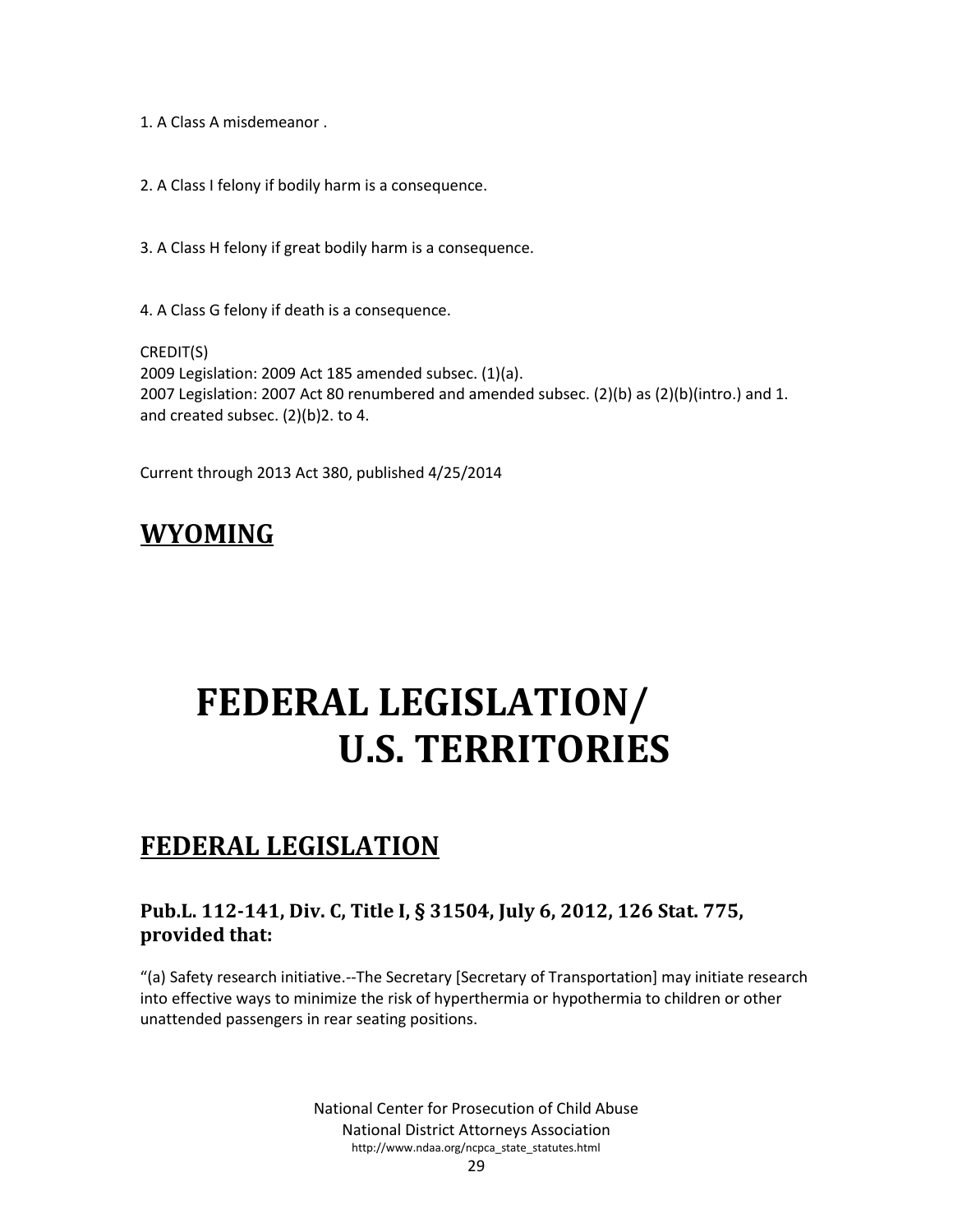1. A Class A misdemeanor .

2. A Class I felony if bodily harm is a consequence.

3. A Class H felony if great bodily harm is a consequence.

4. A Class G felony if death is a consequence.

CREDIT(S)
2009 Legislation: 2009 Act 185 amended subsec. (1)(a).
2007 Legislation: 2007 Act 80 renumbered and amended subsec. (2)(b) as (2)(b)(intro.) and 1. and created subsec. (2)(b)2. to 4.

Current through 2013 Act 380, published 4/25/2014

## WYOMING

# FEDERAL LEGISLATION/ U.S. TERRITORIES

## FEDERAL LEGISLATION

### Pub.L. 112-141, Div. C, Title I, § 31504, July 6, 2012, 126 Stat. 775, provided that:

"(a) Safety research initiative.--The Secretary [Secretary of Transportation] may initiate research into effective ways to minimize the risk of hyperthermia or hypothermia to children or other unattended passengers in rear seating positions.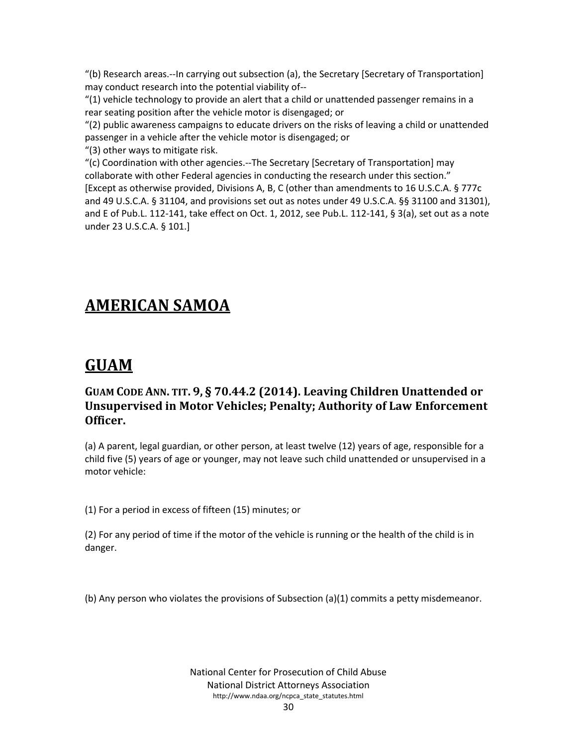"(b) Research areas.--In carrying out subsection (a), the Secretary [Secretary of Transportation] may conduct research into the potential viability of--

"(1) vehicle technology to provide an alert that a child or unattended passenger remains in a rear seating position after the vehicle motor is disengaged; or

"(2) public awareness campaigns to educate drivers on the risks of leaving a child or unattended passenger in a vehicle after the vehicle motor is disengaged; or

"(3) other ways to mitigate risk.

"(c) Coordination with other agencies.--The Secretary [Secretary of Transportation] may collaborate with other Federal agencies in conducting the research under this section."

[Except as otherwise provided, Divisions A, B, C (other than amendments to 16 U.S.C.A. § 777c and 49 U.S.C.A. § 31104, and provisions set out as notes under 49 U.S.C.A. §§ 31100 and 31301), and E of Pub.L. 112-141, take effect on Oct. 1, 2012, see Pub.L. 112-141, § 3(a), set out as a note under 23 U.S.C.A. § 101.]

# AMERICAN SAMOA

# GUAM

### GUAM CODE ANN. TIT. 9, § 70.44.2 (2014). Leaving Children Unattended or Unsupervised in Motor Vehicles; Penalty; Authority of Law Enforcement Officer.

(a) A parent, legal guardian, or other person, at least twelve (12) years of age, responsible for a child five (5) years of age or younger, may not leave such child unattended or unsupervised in a motor vehicle:

(1) For a period in excess of fifteen (15) minutes; or

(2) For any period of time if the motor of the vehicle is running or the health of the child is in danger.

(b) Any person who violates the provisions of Subsection (a)(1) commits a petty misdemeanor.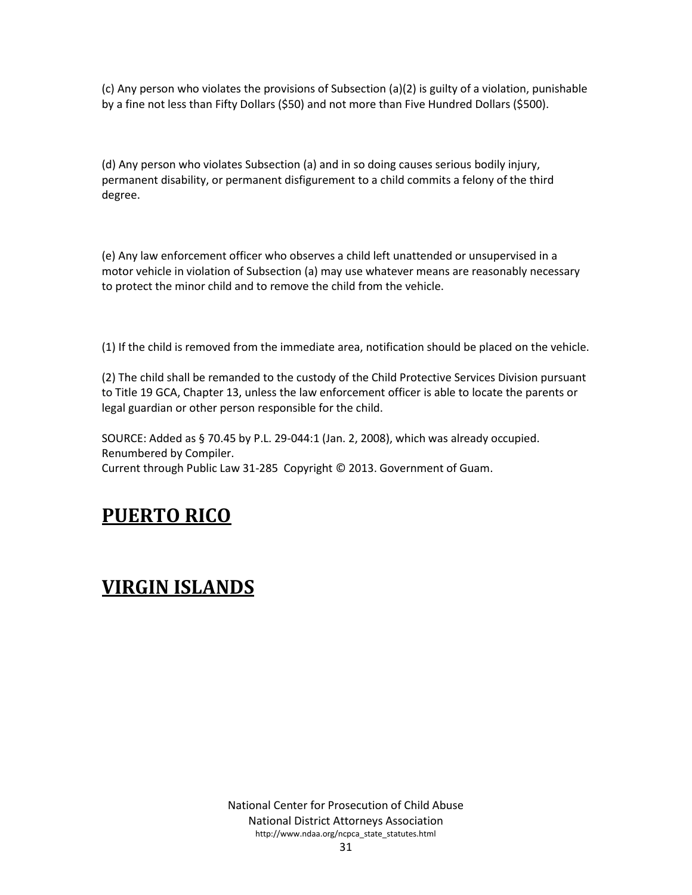(c) Any person who violates the provisions of Subsection (a)(2) is guilty of a violation, punishable by a fine not less than Fifty Dollars ($50) and not more than Five Hundred Dollars ($500).

(d) Any person who violates Subsection (a) and in so doing causes serious bodily injury, permanent disability, or permanent disfigurement to a child commits a felony of the third degree.

(e) Any law enforcement officer who observes a child left unattended or unsupervised in a motor vehicle in violation of Subsection (a) may use whatever means are reasonably necessary to protect the minor child and to remove the child from the vehicle.

(1) If the child is removed from the immediate area, notification should be placed on the vehicle.

(2) The child shall be remanded to the custody of the Child Protective Services Division pursuant to Title 19 GCA, Chapter 13, unless the law enforcement officer is able to locate the parents or legal guardian or other person responsible for the child.

SOURCE: Added as § 70.45 by P.L. 29-044:1 (Jan. 2, 2008), which was already occupied. Renumbered by Compiler.
Current through Public Law 31-285 Copyright © 2013. Government of Guam.

## **PUERTO RICO**

## **VIRGIN ISLANDS**